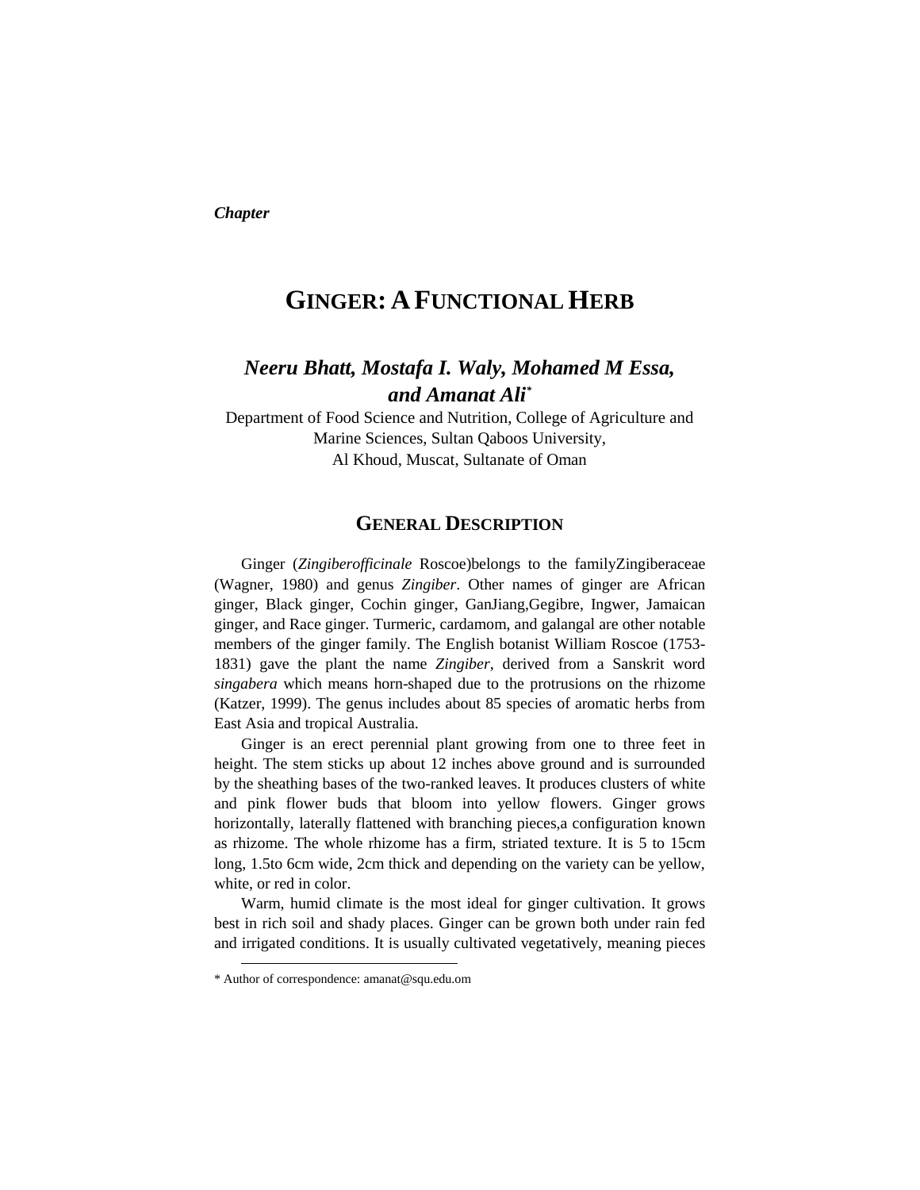*Chapter*

# GINGER: A FUNCTIONAL HERB

***Neeru Bhatt, Mostafa I. Waly, Mohamed M Essa, and Amanat Ali****

Department of Food Science and Nutrition, College of Agriculture and Marine Sciences, Sultan Qaboos University, Al Khoud, Muscat, Sultanate of Oman

## GENERAL DESCRIPTION

Ginger (*Zingiberofficinale* Roscoe)belongs to the familyZingiberaceae (Wagner, 1980) and genus *Zingiber*. Other names of ginger are African ginger, Black ginger, Cochin ginger, GanJiang,Gegibre, Ingwer, Jamaican ginger, and Race ginger. Turmeric, cardamom, and galangal are other notable members of the ginger family. The English botanist William Roscoe (1753-1831) gave the plant the name *Zingiber*, derived from a Sanskrit word *singabera* which means horn-shaped due to the protrusions on the rhizome (Katzer, 1999). The genus includes about 85 species of aromatic herbs from East Asia and tropical Australia.

Ginger is an erect perennial plant growing from one to three feet in height. The stem sticks up about 12 inches above ground and is surrounded by the sheathing bases of the two-ranked leaves. It produces clusters of white and pink flower buds that bloom into yellow flowers. Ginger grows horizontally, laterally flattened with branching pieces,a configuration known as rhizome. The whole rhizome has a firm, striated texture. It is 5 to 15cm long, 1.5to 6cm wide, 2cm thick and depending on the variety can be yellow, white, or red in color.

Warm, humid climate is the most ideal for ginger cultivation. It grows best in rich soil and shady places. Ginger can be grown both under rain fed and irrigated conditions. It is usually cultivated vegetatively, meaning pieces

* Author of correspondence: amanat@squ.edu.om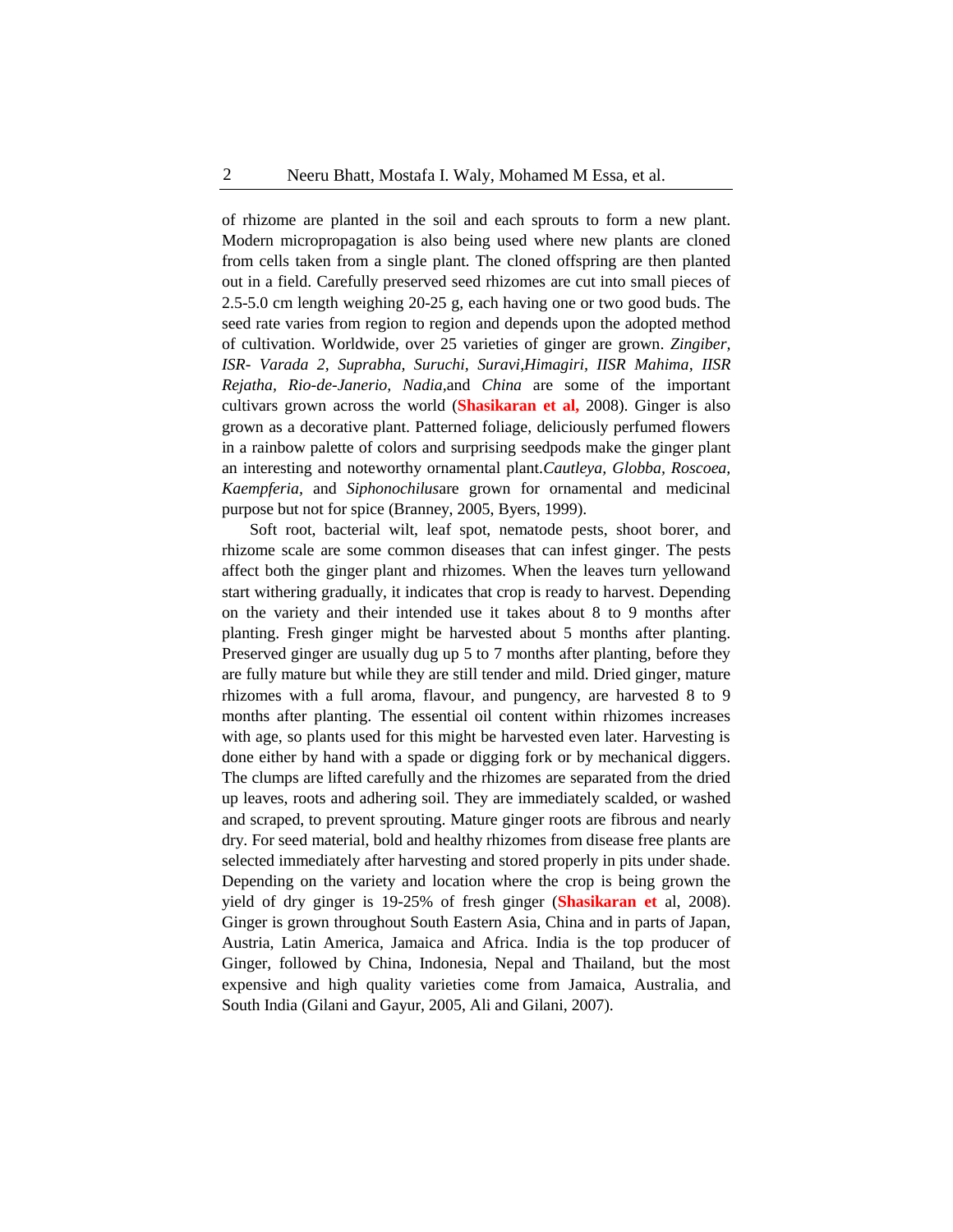of rhizome are planted in the soil and each sprouts to form a new plant. Modern micropropagation is also being used where new plants are cloned from cells taken from a single plant. The cloned offspring are then planted out in a field. Carefully preserved seed rhizomes are cut into small pieces of 2.5-5.0 cm length weighing 20-25 g, each having one or two good buds. The seed rate varies from region to region and depends upon the adopted method of cultivation. Worldwide, over 25 varieties of ginger are grown. *Zingiber, ISR- Varada 2, Suprabha, Suruchi, Suravi,Himagiri, IISR Mahima, IISR Rejatha, Rio-de-Janerio, Nadia,*and *China* are some of the important cultivars grown across the world (**Shasikaran et al,** 2008). Ginger is also grown as a decorative plant. Patterned foliage, deliciously perfumed flowers in a rainbow palette of colors and surprising seedpods make the ginger plant an interesting and noteworthy ornamental plant.*Cautleya, Globba, Roscoea, Kaempferia,* and *Siphonochilus*are grown for ornamental and medicinal purpose but not for spice (Branney, 2005, Byers, 1999).

Soft root, bacterial wilt, leaf spot, nematode pests, shoot borer, and rhizome scale are some common diseases that can infest ginger. The pests affect both the ginger plant and rhizomes. When the leaves turn yellowand start withering gradually, it indicates that crop is ready to harvest. Depending on the variety and their intended use it takes about 8 to 9 months after planting. Fresh ginger might be harvested about 5 months after planting. Preserved ginger are usually dug up 5 to 7 months after planting, before they are fully mature but while they are still tender and mild. Dried ginger, mature rhizomes with a full aroma, flavour, and pungency, are harvested 8 to 9 months after planting. The essential oil content within rhizomes increases with age, so plants used for this might be harvested even later. Harvesting is done either by hand with a spade or digging fork or by mechanical diggers. The clumps are lifted carefully and the rhizomes are separated from the dried up leaves, roots and adhering soil. They are immediately scalded, or washed and scraped, to prevent sprouting. Mature ginger roots are fibrous and nearly dry. For seed material, bold and healthy rhizomes from disease free plants are selected immediately after harvesting and stored properly in pits under shade. Depending on the variety and location where the crop is being grown the yield of dry ginger is 19-25% of fresh ginger (**Shasikaran et** al, 2008). Ginger is grown throughout South Eastern Asia, China and in parts of Japan, Austria, Latin America, Jamaica and Africa. India is the top producer of Ginger, followed by China, Indonesia, Nepal and Thailand, but the most expensive and high quality varieties come from Jamaica, Australia, and South India (Gilani and Gayur, 2005, Ali and Gilani, 2007).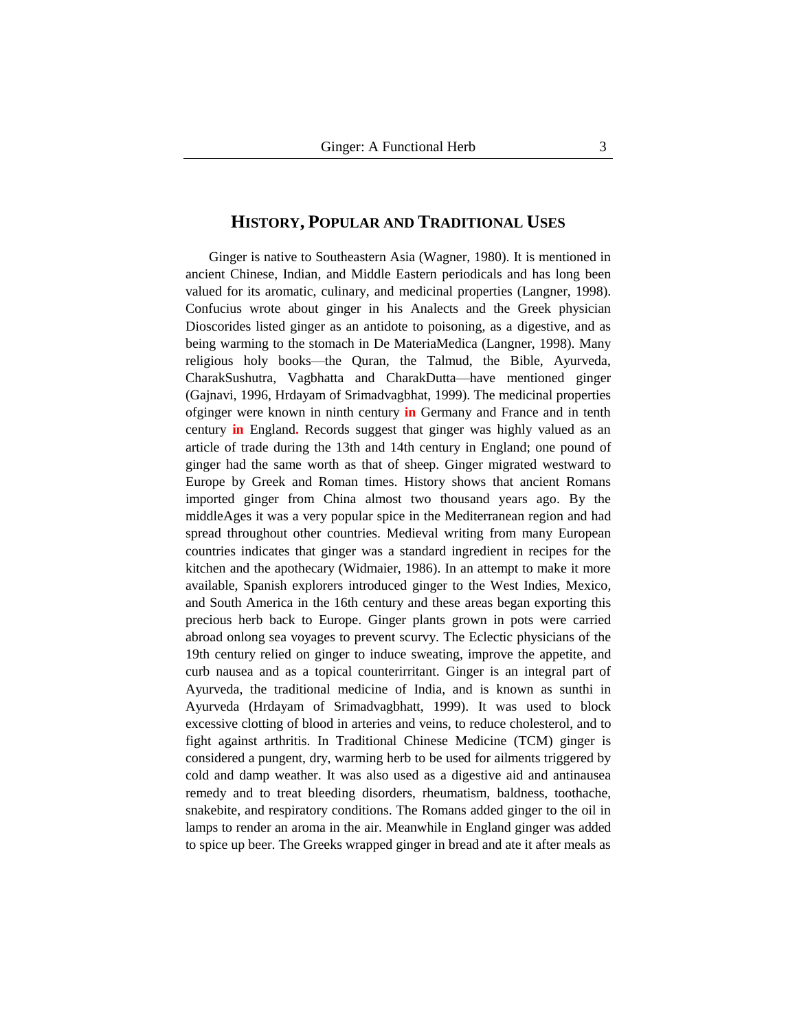## HISTORY, POPULAR AND TRADITIONAL USES

Ginger is native to Southeastern Asia (Wagner, 1980). It is mentioned in ancient Chinese, Indian, and Middle Eastern periodicals and has long been valued for its aromatic, culinary, and medicinal properties (Langner, 1998). Confucius wrote about ginger in his Analects and the Greek physician Dioscorides listed ginger as an antidote to poisoning, as a digestive, and as being warming to the stomach in De MateriaMedica (Langner, 1998). Many religious holy books—the Quran, the Talmud, the Bible, Ayurveda, CharakSushutra, Vagbhatta and CharakDutta—have mentioned ginger (Gajnavi, 1996, Hrdayam of Srimadvagbhat, 1999). The medicinal properties ofginger were known in ninth century **in** Germany and France and in tenth century **in** England**.** Records suggest that ginger was highly valued as an article of trade during the 13th and 14th century in England; one pound of ginger had the same worth as that of sheep. Ginger migrated westward to Europe by Greek and Roman times. History shows that ancient Romans imported ginger from China almost two thousand years ago. By the middleAges it was a very popular spice in the Mediterranean region and had spread throughout other countries. Medieval writing from many European countries indicates that ginger was a standard ingredient in recipes for the kitchen and the apothecary (Widmaier, 1986). In an attempt to make it more available, Spanish explorers introduced ginger to the West Indies, Mexico, and South America in the 16th century and these areas began exporting this precious herb back to Europe. Ginger plants grown in pots were carried abroad onlong sea voyages to prevent scurvy. The Eclectic physicians of the 19th century relied on ginger to induce sweating, improve the appetite, and curb nausea and as a topical counterirritant. Ginger is an integral part of Ayurveda, the traditional medicine of India, and is known as sunthi in Ayurveda (Hrdayam of Srimadvagbhatt, 1999). It was used to block excessive clotting of blood in arteries and veins, to reduce cholesterol, and to fight against arthritis. In Traditional Chinese Medicine (TCM) ginger is considered a pungent, dry, warming herb to be used for ailments triggered by cold and damp weather. It was also used as a digestive aid and antinausea remedy and to treat bleeding disorders, rheumatism, baldness, toothache, snakebite, and respiratory conditions. The Romans added ginger to the oil in lamps to render an aroma in the air. Meanwhile in England ginger was added to spice up beer. The Greeks wrapped ginger in bread and ate it after meals as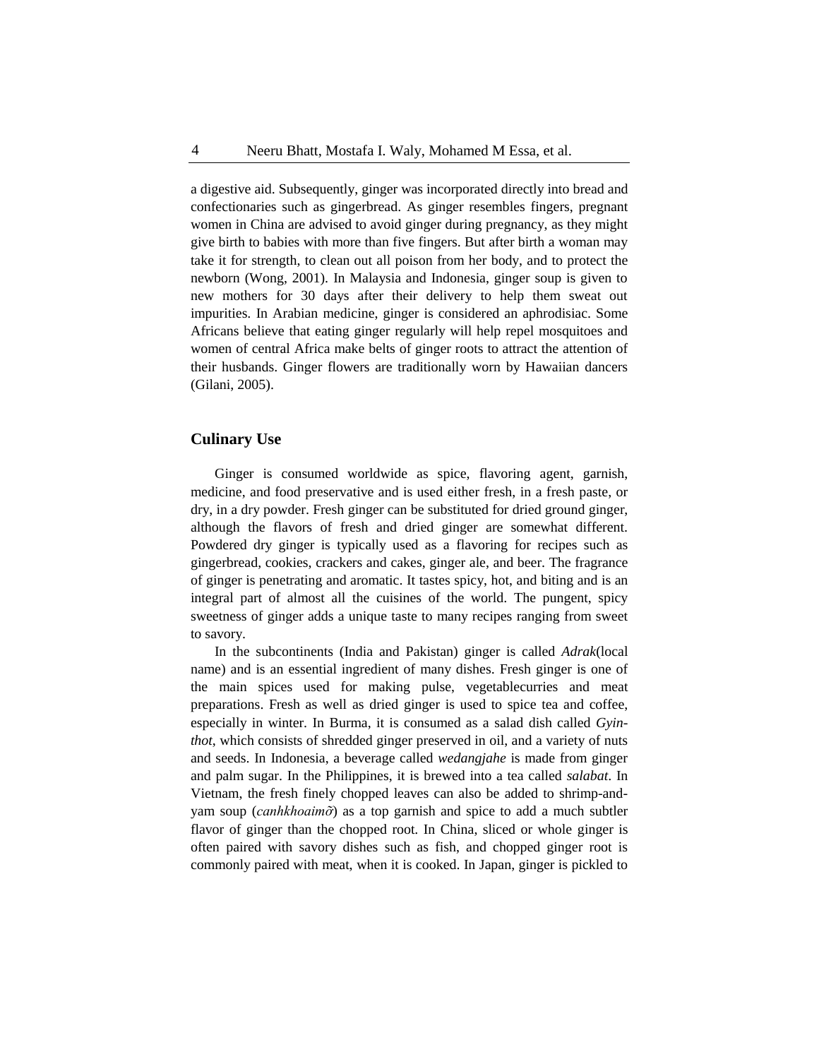a digestive aid. Subsequently, ginger was incorporated directly into bread and confectionaries such as gingerbread. As ginger resembles fingers, pregnant women in China are advised to avoid ginger during pregnancy, as they might give birth to babies with more than five fingers. But after birth a woman may take it for strength, to clean out all poison from her body, and to protect the newborn (Wong, 2001). In Malaysia and Indonesia, ginger soup is given to new mothers for 30 days after their delivery to help them sweat out impurities. In Arabian medicine, ginger is considered an aphrodisiac. Some Africans believe that eating ginger regularly will help repel mosquitoes and women of central Africa make belts of ginger roots to attract the attention of their husbands. Ginger flowers are traditionally worn by Hawaiian dancers (Gilani, 2005).

## Culinary Use

Ginger is consumed worldwide as spice, flavoring agent, garnish, medicine, and food preservative and is used either fresh, in a fresh paste, or dry, in a dry powder. Fresh ginger can be substituted for dried ground ginger, although the flavors of fresh and dried ginger are somewhat different. Powdered dry ginger is typically used as a flavoring for recipes such as gingerbread, cookies, crackers and cakes, ginger ale, and beer. The fragrance of ginger is penetrating and aromatic. It tastes spicy, hot, and biting and is an integral part of almost all the cuisines of the world. The pungent, spicy sweetness of ginger adds a unique taste to many recipes ranging from sweet to savory.

In the subcontinents (India and Pakistan) ginger is called *Adrak*(local name) and is an essential ingredient of many dishes. Fresh ginger is one of the main spices used for making pulse, vegetablecurries and meat preparations. Fresh as well as dried ginger is used to spice tea and coffee, especially in winter. In Burma, it is consumed as a salad dish called *Gyin-thot*, which consists of shredded ginger preserved in oil, and a variety of nuts and seeds. In Indonesia, a beverage called *wedangjahe* is made from ginger and palm sugar. In the Philippines, it is brewed into a tea called *salabat*. In Vietnam, the fresh finely chopped leaves can also be added to shrimp-and-yam soup (*canhkhoaimỡ*) as a top garnish and spice to add a much subtler flavor of ginger than the chopped root. In China, sliced or whole ginger is often paired with savory dishes such as fish, and chopped ginger root is commonly paired with meat, when it is cooked. In Japan, ginger is pickled to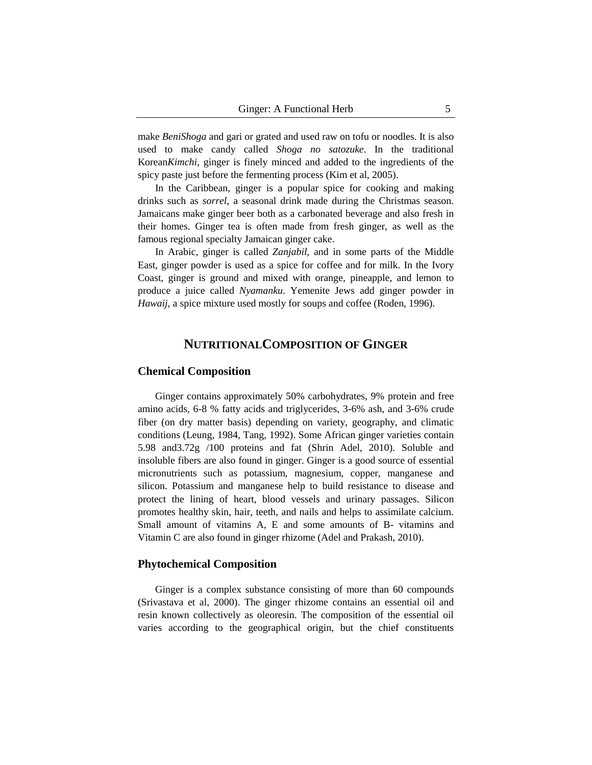make *BeniShoga* and gari or grated and used raw on tofu or noodles. It is also used to make candy called *Shoga no satozuke*. In the traditional Korean*Kimchi*, ginger is finely minced and added to the ingredients of the spicy paste just before the fermenting process (Kim et al, 2005).

In the Caribbean, ginger is a popular spice for cooking and making drinks such as *sorrel*, a seasonal drink made during the Christmas season. Jamaicans make ginger beer both as a carbonated beverage and also fresh in their homes. Ginger tea is often made from fresh ginger, as well as the famous regional specialty Jamaican ginger cake.

In Arabic, ginger is called *Zanjabil*, and in some parts of the Middle East, ginger powder is used as a spice for coffee and for milk. In the Ivory Coast, ginger is ground and mixed with orange, pineapple, and lemon to produce a juice called *Nyamanku*. Yemenite Jews add ginger powder in *Hawaij*, a spice mixture used mostly for soups and coffee (Roden, 1996).

## NUTRITIONALCOMPOSITION OF GINGER

### Chemical Composition

Ginger contains approximately 50% carbohydrates, 9% protein and free amino acids, 6-8 % fatty acids and triglycerides, 3-6% ash, and 3-6% crude fiber (on dry matter basis) depending on variety, geography, and climatic conditions (Leung, 1984, Tang, 1992). Some African ginger varieties contain 5.98 and3.72g /100 proteins and fat (Shrin Adel, 2010). Soluble and insoluble fibers are also found in ginger. Ginger is a good source of essential micronutrients such as potassium, magnesium, copper, manganese and silicon. Potassium and manganese help to build resistance to disease and protect the lining of heart, blood vessels and urinary passages. Silicon promotes healthy skin, hair, teeth, and nails and helps to assimilate calcium. Small amount of vitamins A, E and some amounts of B- vitamins and Vitamin C are also found in ginger rhizome (Adel and Prakash, 2010).

### Phytochemical Composition

Ginger is a complex substance consisting of more than 60 compounds (Srivastava et al, 2000). The ginger rhizome contains an essential oil and resin known collectively as oleoresin. The composition of the essential oil varies according to the geographical origin, but the chief constituents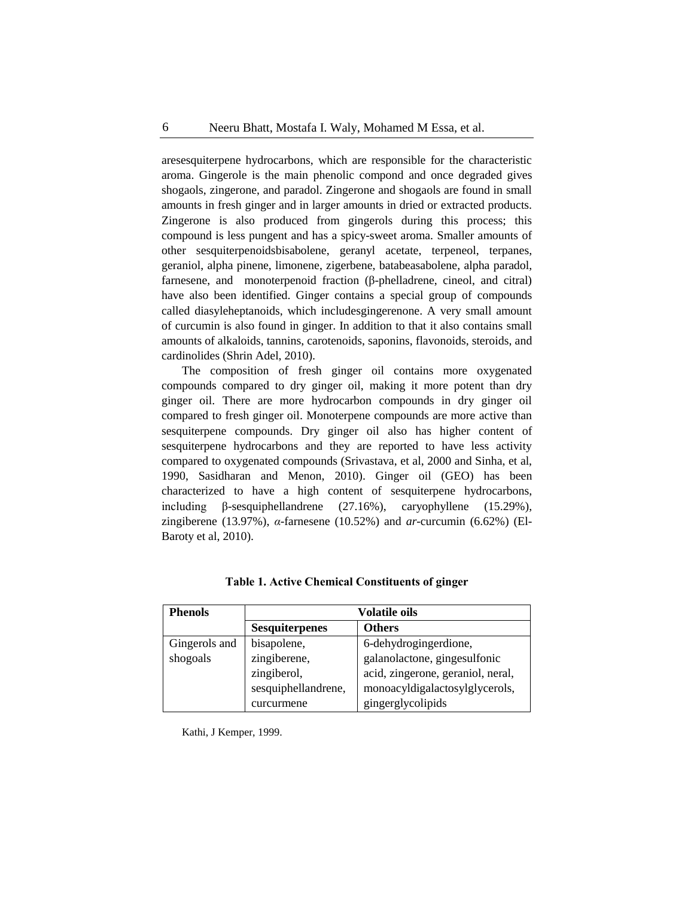aresesquiterpene hydrocarbons, which are responsible for the characteristic aroma. Gingerole is the main phenolic compond and once degraded gives shogaols, zingerone, and paradol. Zingerone and shogaols are found in small amounts in fresh ginger and in larger amounts in dried or extracted products. Zingerone is also produced from gingerols during this process; this compound is less pungent and has a spicy-sweet aroma. Smaller amounts of other sesquiterpenoidsbisabolene, geranyl acetate, terpeneol, terpanes, geraniol, alpha pinene, limonene, zigerbene, batabeasabolene, alpha paradol, farnesene, and monoterpenoid fraction (β-phelladrene, cineol, and citral) have also been identified. Ginger contains a special group of compounds called diasyleheptanoids, which includesgingerenone. A very small amount of curcumin is also found in ginger. In addition to that it also contains small amounts of alkaloids, tannins, carotenoids, saponins, flavonoids, steroids, and cardinolides (Shrin Adel, 2010).

The composition of fresh ginger oil contains more oxygenated compounds compared to dry ginger oil, making it more potent than dry ginger oil. There are more hydrocarbon compounds in dry ginger oil compared to fresh ginger oil. Monoterpene compounds are more active than sesquiterpene compounds. Dry ginger oil also has higher content of sesquiterpene hydrocarbons and they are reported to have less activity compared to oxygenated compounds (Srivastava, et al, 2000 and Sinha, et al, 1990, Sasidharan and Menon, 2010). Ginger oil (GEO) has been characterized to have a high content of sesquiterpene hydrocarbons, including β-sesquiphellandrene (27.16%), caryophyllene (15.29%), zingiberene (13.97%), *α*-farnesene (10.52%) and *ar*-curcumin (6.62%) (El-Baroty et al, 2010).

**Table 1. Active Chemical Constituents of ginger**

| **Phenols** | **Volatile oils** | |
|---|---|---|
| | **Sesquiterpenes** | **Others** |
| Gingerols and shogoals | bisapolene, zingiberene, zingiberol, sesquiphellandrene, curcurmene | 6-dehydrogingerdione, galanolactone, gingesulfonic acid, zingerone, geraniol, neral, monoacyldigalactosylglycerols, gingerglycolipids |

Kathi, J Kemper, 1999.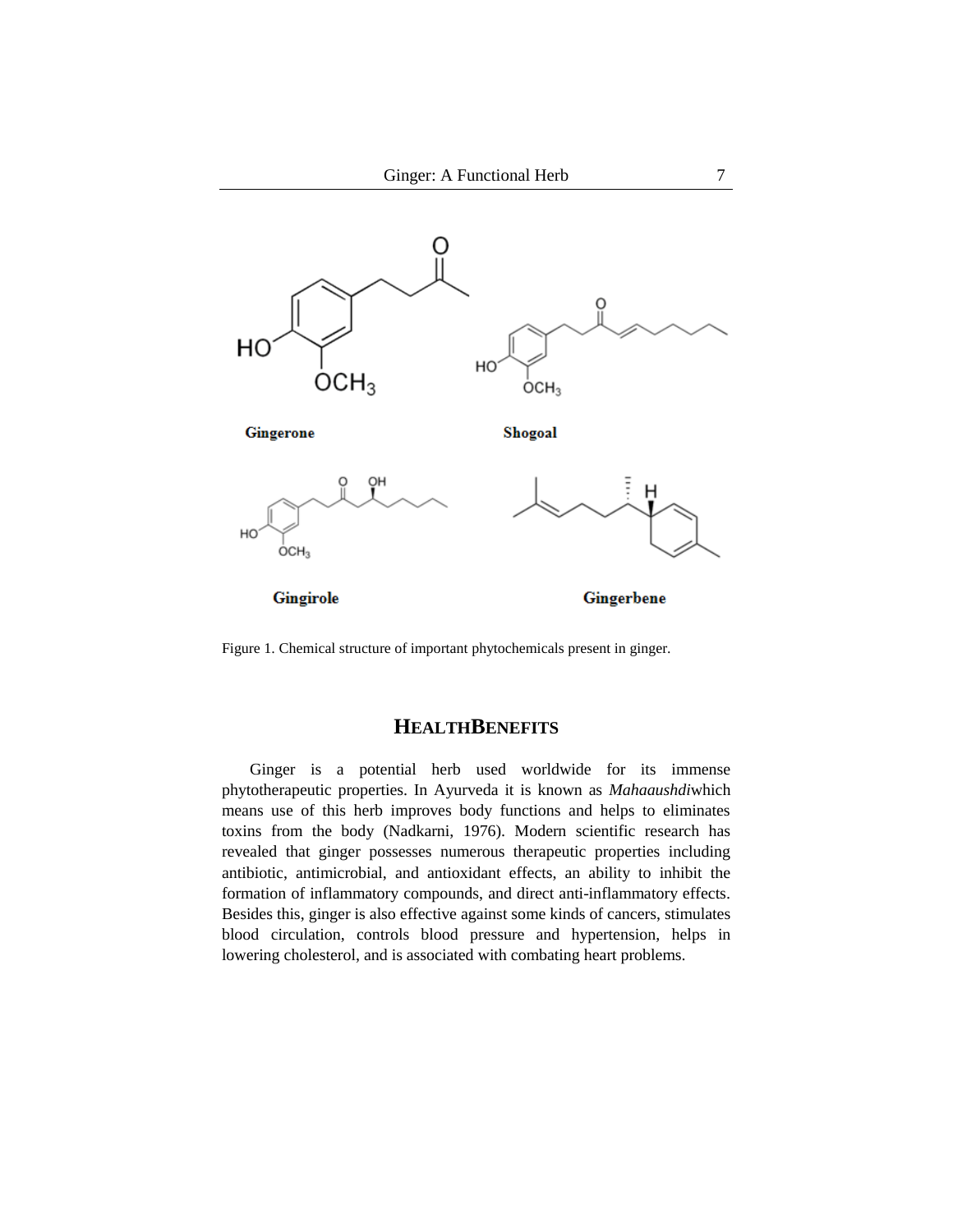Gingerone

Shogoal

Gingirole

Gingerbene

Figure 1. Chemical structure of important phytochemicals present in ginger.

## HEALTHBENEFITS

Ginger is a potential herb used worldwide for its immense phytotherapeutic properties. In Ayurveda it is known as *Mahaaushdi*which means use of this herb improves body functions and helps to eliminates toxins from the body (Nadkarni, 1976). Modern scientific research has revealed that ginger possesses numerous therapeutic properties including antibiotic, antimicrobial, and antioxidant effects, an ability to inhibit the formation of inflammatory compounds, and direct anti-inflammatory effects. Besides this, ginger is also effective against some kinds of cancers, stimulates blood circulation, controls blood pressure and hypertension, helps in lowering cholesterol, and is associated with combating heart problems.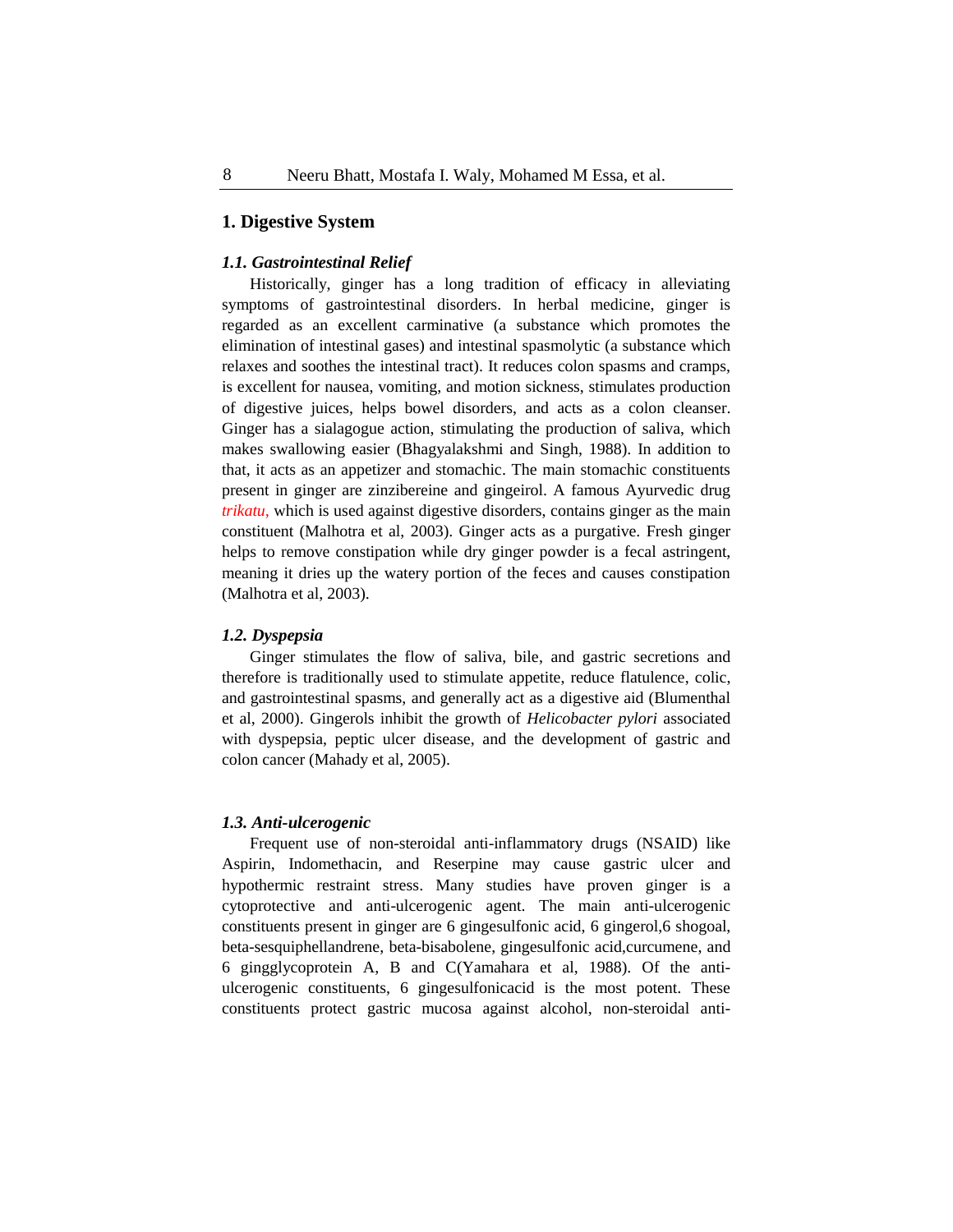## 1. Digestive System

### *1.1. Gastrointestinal Relief*

Historically, ginger has a long tradition of efficacy in alleviating symptoms of gastrointestinal disorders. In herbal medicine, ginger is regarded as an excellent carminative (a substance which promotes the elimination of intestinal gases) and intestinal spasmolytic (a substance which relaxes and soothes the intestinal tract). It reduces colon spasms and cramps, is excellent for nausea, vomiting, and motion sickness, stimulates production of digestive juices, helps bowel disorders, and acts as a colon cleanser. Ginger has a sialagogue action, stimulating the production of saliva, which makes swallowing easier (Bhagyalakshmi and Singh, 1988). In addition to that, it acts as an appetizer and stomachic. The main stomachic constituents present in ginger are zinzibereine and gingeirol. A famous Ayurvedic drug *trikatu,* which is used against digestive disorders, contains ginger as the main constituent (Malhotra et al, 2003). Ginger acts as a purgative. Fresh ginger helps to remove constipation while dry ginger powder is a fecal astringent, meaning it dries up the watery portion of the feces and causes constipation (Malhotra et al, 2003).

### *1.2. Dyspepsia*

Ginger stimulates the flow of saliva, bile, and gastric secretions and therefore is traditionally used to stimulate appetite, reduce flatulence, colic, and gastrointestinal spasms, and generally act as a digestive aid (Blumenthal et al, 2000). Gingerols inhibit the growth of *Helicobacter pylori* associated with dyspepsia, peptic ulcer disease, and the development of gastric and colon cancer (Mahady et al, 2005).

### *1.3. Anti-ulcerogenic*

Frequent use of non-steroidal anti-inflammatory drugs (NSAID) like Aspirin, Indomethacin, and Reserpine may cause gastric ulcer and hypothermic restraint stress. Many studies have proven ginger is a cytoprotective and anti-ulcerogenic agent. The main anti-ulcerogenic constituents present in ginger are 6 gingesulfonic acid, 6 gingerol,6 shogoal, beta-sesquiphellandrene, beta-bisabolene, gingesulfonic acid,curcumene, and 6 gingglycoprotein A, B and C(Yamahara et al, 1988). Of the anti-ulcerogenic constituents, 6 gingesulfonicacid is the most potent. These constituents protect gastric mucosa against alcohol, non-steroidal anti-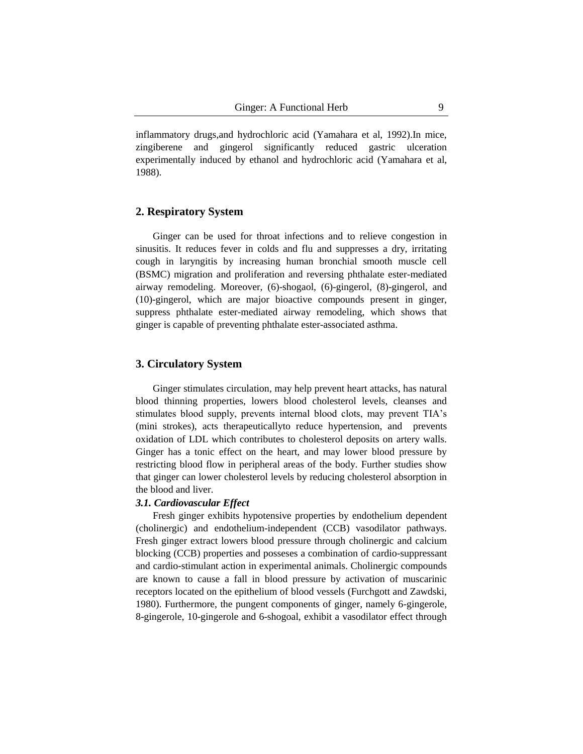inflammatory drugs,and hydrochloric acid (Yamahara et al, 1992).In mice, zingiberene and gingerol significantly reduced gastric ulceration experimentally induced by ethanol and hydrochloric acid (Yamahara et al, 1988).

## 2. Respiratory System

Ginger can be used for throat infections and to relieve congestion in sinusitis. It reduces fever in colds and flu and suppresses a dry, irritating cough in laryngitis by increasing human bronchial smooth muscle cell (BSMC) migration and proliferation and reversing phthalate ester-mediated airway remodeling. Moreover, (6)-shogaol, (6)-gingerol, (8)-gingerol, and (10)-gingerol, which are major bioactive compounds present in ginger, suppress phthalate ester-mediated airway remodeling, which shows that ginger is capable of preventing phthalate ester-associated asthma.

## 3. Circulatory System

Ginger stimulates circulation, may help prevent heart attacks, has natural blood thinning properties, lowers blood cholesterol levels, cleanses and stimulates blood supply, prevents internal blood clots, may prevent TIA's (mini strokes), acts therapeuticallyto reduce hypertension, and prevents oxidation of LDL which contributes to cholesterol deposits on artery walls. Ginger has a tonic effect on the heart, and may lower blood pressure by restricting blood flow in peripheral areas of the body. Further studies show that ginger can lower cholesterol levels by reducing cholesterol absorption in the blood and liver.

### *3.1. Cardiovascular Effect*

Fresh ginger exhibits hypotensive properties by endothelium dependent (cholinergic) and endothelium-independent (CCB) vasodilator pathways. Fresh ginger extract lowers blood pressure through cholinergic and calcium blocking (CCB) properties and posseses a combination of cardio-suppressant and cardio-stimulant action in experimental animals. Cholinergic compounds are known to cause a fall in blood pressure by activation of muscarinic receptors located on the epithelium of blood vessels (Furchgott and Zawdski, 1980). Furthermore, the pungent components of ginger, namely 6-gingerole, 8-gingerole, 10-gingerole and 6-shogoal, exhibit a vasodilator effect through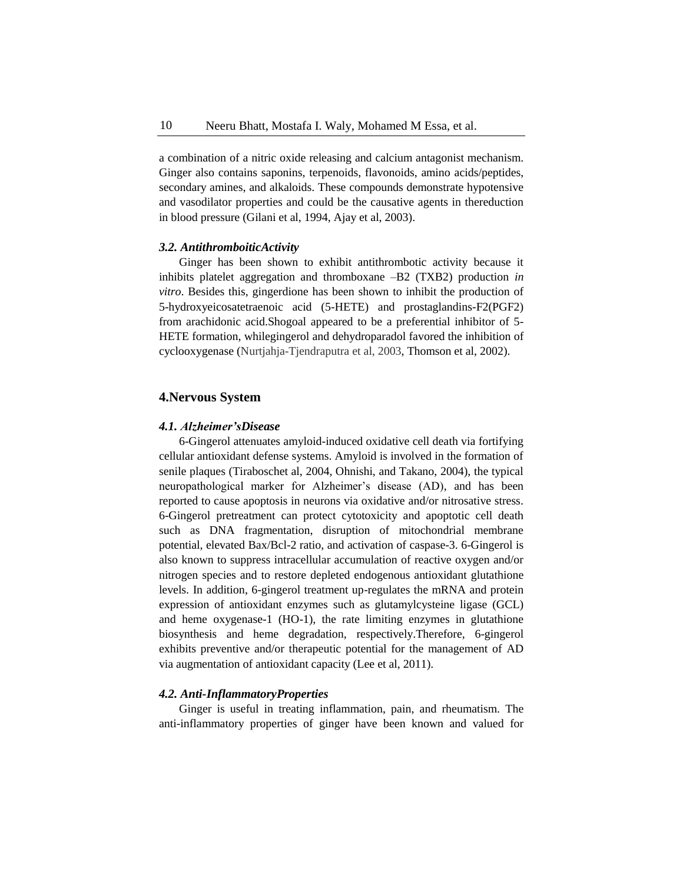a combination of a nitric oxide releasing and calcium antagonist mechanism. Ginger also contains saponins, terpenoids, flavonoids, amino acids/peptides, secondary amines, and alkaloids. These compounds demonstrate hypotensive and vasodilator properties and could be the causative agents in thereduction in blood pressure (Gilani et al, 1994, Ajay et al, 2003).

### *3.2. AntithromboiticActivity*

Ginger has been shown to exhibit antithrombotic activity because it inhibits platelet aggregation and thromboxane –B2 (TXB2) production *in vitro*. Besides this, gingerdione has been shown to inhibit the production of 5-hydroxyeicosatetraenoic acid (5-HETE) and prostaglandins-F2(PGF2) from arachidonic acid.Shogoal appeared to be a preferential inhibitor of 5-HETE formation, whilegingerol and dehydroparadol favored the inhibition of cyclooxygenase (Nurtjahja-Tjendraputra et al, 2003, Thomson et al, 2002).

## 4.Nervous System

### *4.1. Alzheimer'sDisease*

6-Gingerol attenuates amyloid-induced oxidative cell death via fortifying cellular antioxidant defense systems. Amyloid is involved in the formation of senile plaques (Tiraboschet al, 2004, Ohnishi, and Takano, 2004), the typical neuropathological marker for Alzheimer's disease (AD), and has been reported to cause apoptosis in neurons via oxidative and/or nitrosative stress. 6-Gingerol pretreatment can protect cytotoxicity and apoptotic cell death such as DNA fragmentation, disruption of mitochondrial membrane potential, elevated Bax/Bcl-2 ratio, and activation of caspase-3. 6-Gingerol is also known to suppress intracellular accumulation of reactive oxygen and/or nitrogen species and to restore depleted endogenous antioxidant glutathione levels. In addition, 6-gingerol treatment up-regulates the mRNA and protein expression of antioxidant enzymes such as glutamylcysteine ligase (GCL) and heme oxygenase-1 (HO-1), the rate limiting enzymes in glutathione biosynthesis and heme degradation, respectively.Therefore, 6-gingerol exhibits preventive and/or therapeutic potential for the management of AD via augmentation of antioxidant capacity (Lee et al, 2011).

### *4.2. Anti-InflammatoryProperties*

Ginger is useful in treating inflammation, pain, and rheumatism. The anti-inflammatory properties of ginger have been known and valued for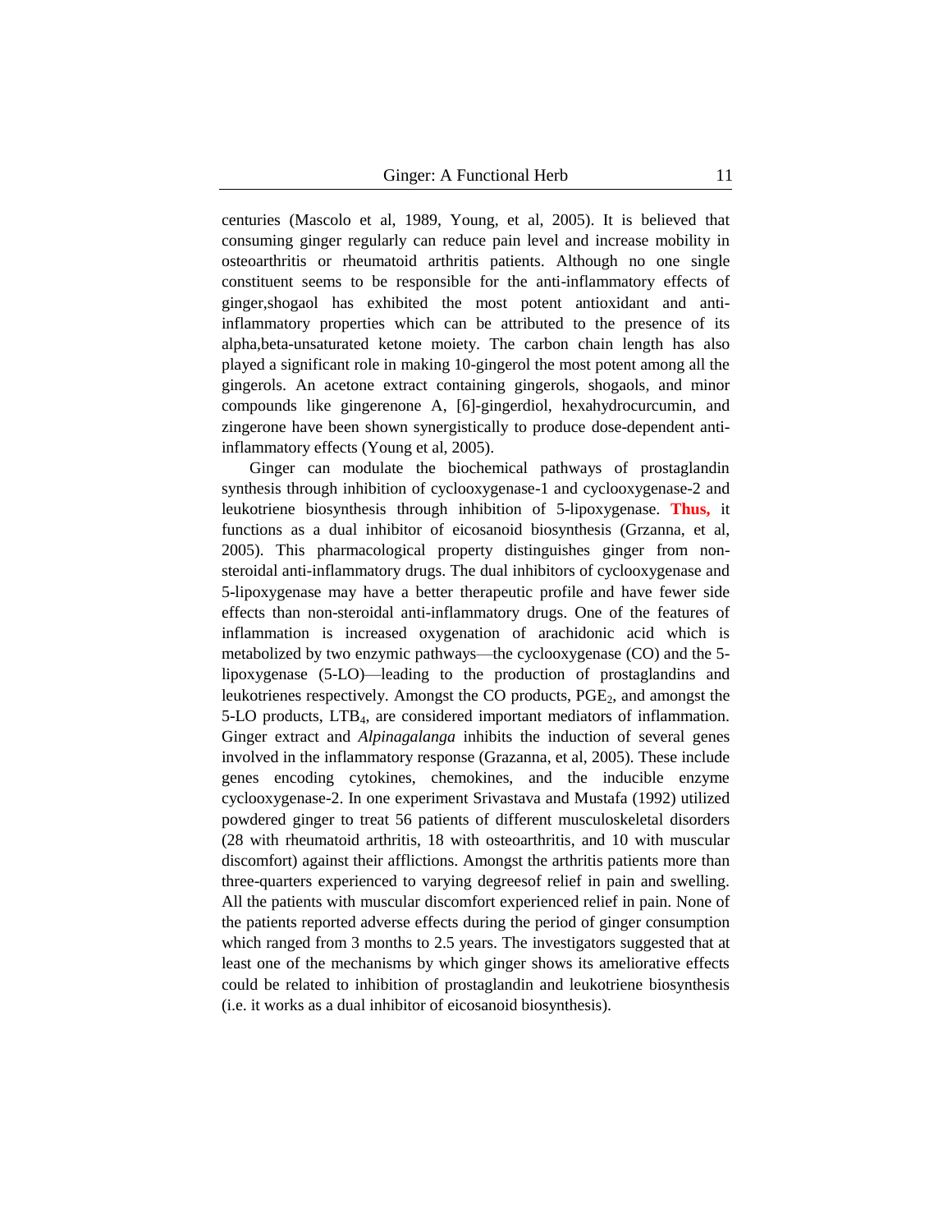centuries (Mascolo et al, 1989, Young, et al, 2005). It is believed that consuming ginger regularly can reduce pain level and increase mobility in osteoarthritis or rheumatoid arthritis patients. Although no one single constituent seems to be responsible for the anti-inflammatory effects of ginger,shogaol has exhibited the most potent antioxidant and anti-inflammatory properties which can be attributed to the presence of its alpha,beta-unsaturated ketone moiety. The carbon chain length has also played a significant role in making 10-gingerol the most potent among all the gingerols. An acetone extract containing gingerols, shogaols, and minor compounds like gingerenone A, [6]-gingerdiol, hexahydrocurcumin, and zingerone have been shown synergistically to produce dose-dependent anti-inflammatory effects (Young et al, 2005).

Ginger can modulate the biochemical pathways of prostaglandin synthesis through inhibition of cyclooxygenase-1 and cyclooxygenase-2 and leukotriene biosynthesis through inhibition of 5-lipoxygenase. **Thus,** it functions as a dual inhibitor of eicosanoid biosynthesis (Grzanna, et al, 2005). This pharmacological property distinguishes ginger from non-steroidal anti-inflammatory drugs. The dual inhibitors of cyclooxygenase and 5-lipoxygenase may have a better therapeutic profile and have fewer side effects than non-steroidal anti-inflammatory drugs. One of the features of inflammation is increased oxygenation of arachidonic acid which is metabolized by two enzymic pathways—the cyclooxygenase (CO) and the 5-lipoxygenase (5-LO)—leading to the production of prostaglandins and leukotrienes respectively. Amongst the CO products, $PGE_2$, and amongst the 5-LO products, $LTB_4$, are considered important mediators of inflammation. Ginger extract and *Alpinagalanga* inhibits the induction of several genes involved in the inflammatory response (Grazanna, et al, 2005). These include genes encoding cytokines, chemokines, and the inducible enzyme cyclooxygenase-2. In one experiment Srivastava and Mustafa (1992) utilized powdered ginger to treat 56 patients of different musculoskeletal disorders (28 with rheumatoid arthritis, 18 with osteoarthritis, and 10 with muscular discomfort) against their afflictions. Amongst the arthritis patients more than three-quarters experienced to varying degreesof relief in pain and swelling. All the patients with muscular discomfort experienced relief in pain. None of the patients reported adverse effects during the period of ginger consumption which ranged from 3 months to 2.5 years. The investigators suggested that at least one of the mechanisms by which ginger shows its ameliorative effects could be related to inhibition of prostaglandin and leukotriene biosynthesis (i.e. it works as a dual inhibitor of eicosanoid biosynthesis).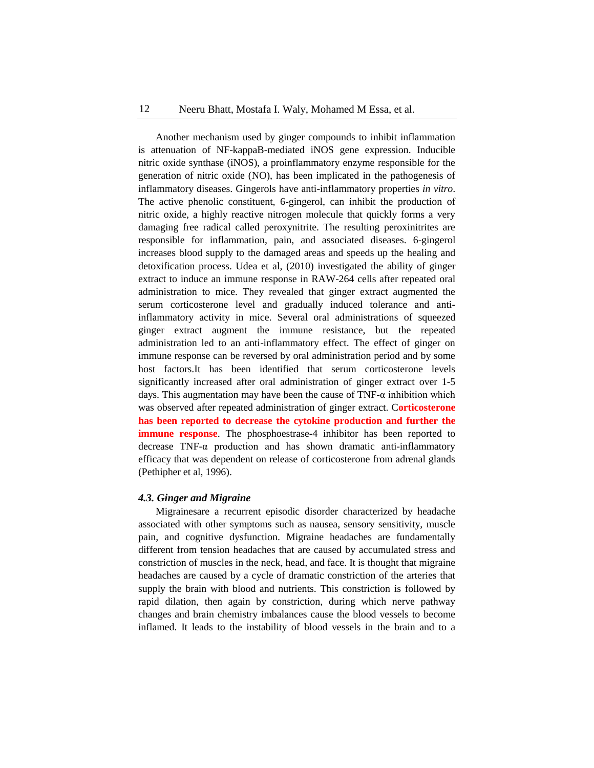Another mechanism used by ginger compounds to inhibit inflammation is attenuation of NF-kappaB-mediated iNOS gene expression. Inducible nitric oxide synthase (iNOS), a proinflammatory enzyme responsible for the generation of nitric oxide (NO), has been implicated in the pathogenesis of inflammatory diseases. Gingerols have anti-inflammatory properties *in vitro*. The active phenolic constituent, 6-gingerol, can inhibit the production of nitric oxide, a highly reactive nitrogen molecule that quickly forms a very damaging free radical called peroxynitrite. The resulting peroxinitrites are responsible for inflammation, pain, and associated diseases. 6-gingerol increases blood supply to the damaged areas and speeds up the healing and detoxification process. Udea et al, (2010) investigated the ability of ginger extract to induce an immune response in RAW-264 cells after repeated oral administration to mice. They revealed that ginger extract augmented the serum corticosterone level and gradually induced tolerance and anti-inflammatory activity in mice. Several oral administrations of squeezed ginger extract augment the immune resistance, but the repeated administration led to an anti-inflammatory effect. The effect of ginger on immune response can be reversed by oral administration period and by some host factors.It has been identified that serum corticosterone levels significantly increased after oral administration of ginger extract over 1-5 days. This augmentation may have been the cause of TNF-α inhibition which was observed after repeated administration of ginger extract. C**orticosterone has been reported to decrease the cytokine production and further the immune response**. The phosphoestrase-4 inhibitor has been reported to decrease TNF-α production and has shown dramatic anti-inflammatory efficacy that was dependent on release of corticosterone from adrenal glands (Pethipher et al, 1996).

### *4.3. Ginger and Migraine*

Migrainesare a recurrent episodic disorder characterized by headache associated with other symptoms such as nausea, sensory sensitivity, muscle pain, and cognitive dysfunction. Migraine headaches are fundamentally different from tension headaches that are caused by accumulated stress and constriction of muscles in the neck, head, and face. It is thought that migraine headaches are caused by a cycle of dramatic constriction of the arteries that supply the brain with blood and nutrients. This constriction is followed by rapid dilation, then again by constriction, during which nerve pathway changes and brain chemistry imbalances cause the blood vessels to become inflamed. It leads to the instability of blood vessels in the brain and to a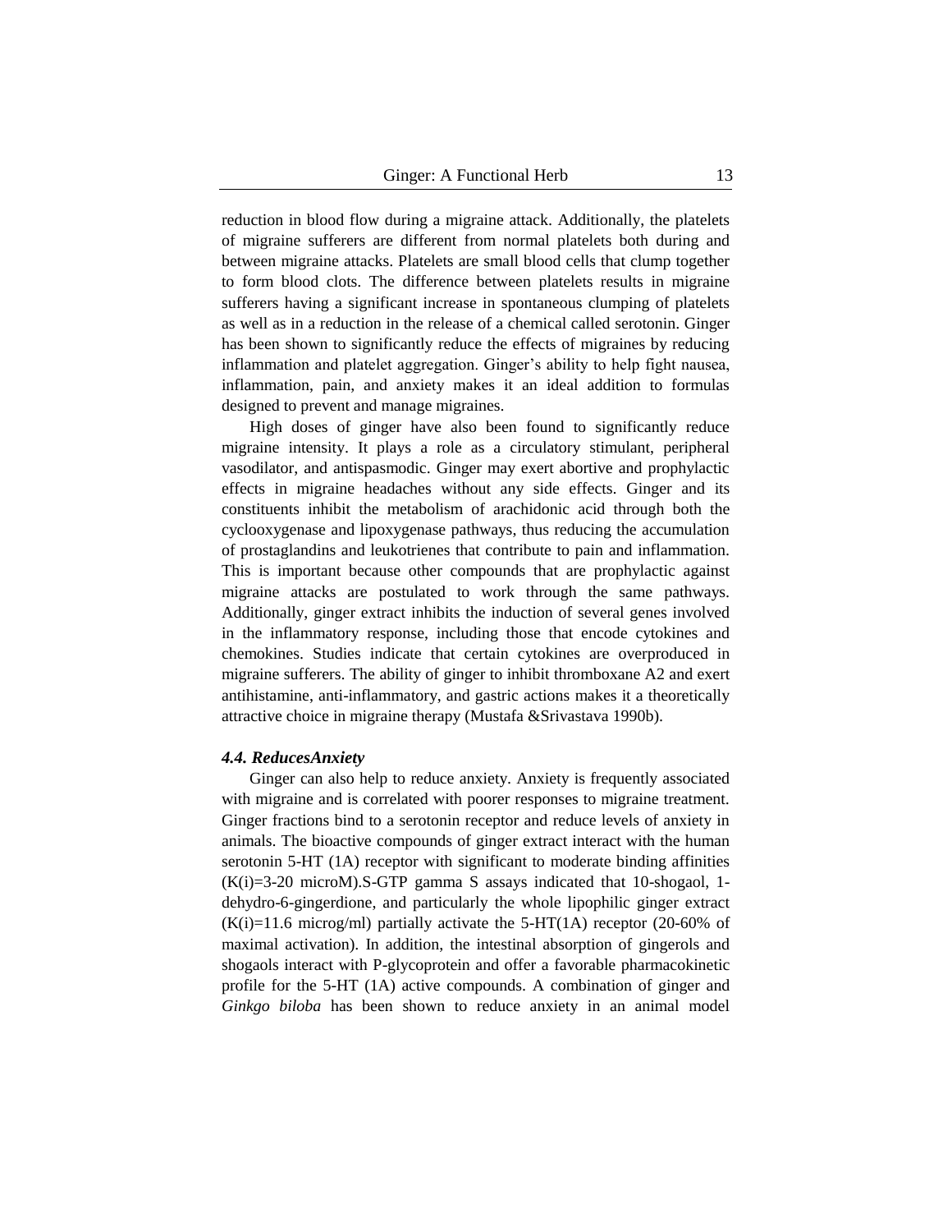reduction in blood flow during a migraine attack. Additionally, the platelets of migraine sufferers are different from normal platelets both during and between migraine attacks. Platelets are small blood cells that clump together to form blood clots. The difference between platelets results in migraine sufferers having a significant increase in spontaneous clumping of platelets as well as in a reduction in the release of a chemical called serotonin. Ginger has been shown to significantly reduce the effects of migraines by reducing inflammation and platelet aggregation. Ginger's ability to help fight nausea, inflammation, pain, and anxiety makes it an ideal addition to formulas designed to prevent and manage migraines.

High doses of ginger have also been found to significantly reduce migraine intensity. It plays a role as a circulatory stimulant, peripheral vasodilator, and antispasmodic. Ginger may exert abortive and prophylactic effects in migraine headaches without any side effects. Ginger and its constituents inhibit the metabolism of arachidonic acid through both the cyclooxygenase and lipoxygenase pathways, thus reducing the accumulation of prostaglandins and leukotrienes that contribute to pain and inflammation. This is important because other compounds that are prophylactic against migraine attacks are postulated to work through the same pathways. Additionally, ginger extract inhibits the induction of several genes involved in the inflammatory response, including those that encode cytokines and chemokines. Studies indicate that certain cytokines are overproduced in migraine sufferers. The ability of ginger to inhibit thromboxane A2 and exert antihistamine, anti-inflammatory, and gastric actions makes it a theoretically attractive choice in migraine therapy (Mustafa &Srivastava 1990b).

### *4.4. ReducesAnxiety*

Ginger can also help to reduce anxiety. Anxiety is frequently associated with migraine and is correlated with poorer responses to migraine treatment. Ginger fractions bind to a serotonin receptor and reduce levels of anxiety in animals. The bioactive compounds of ginger extract interact with the human serotonin 5-HT (1A) receptor with significant to moderate binding affinities (K(i)=3-20 microM).S-GTP gamma S assays indicated that 10-shogaol, 1-dehydro-6-gingerdione, and particularly the whole lipophilic ginger extract (K(i)=11.6 microg/ml) partially activate the 5-HT(1A) receptor (20-60% of maximal activation). In addition, the intestinal absorption of gingerols and shogaols interact with P-glycoprotein and offer a favorable pharmacokinetic profile for the 5-HT (1A) active compounds. A combination of ginger and *Ginkgo biloba* has been shown to reduce anxiety in an animal model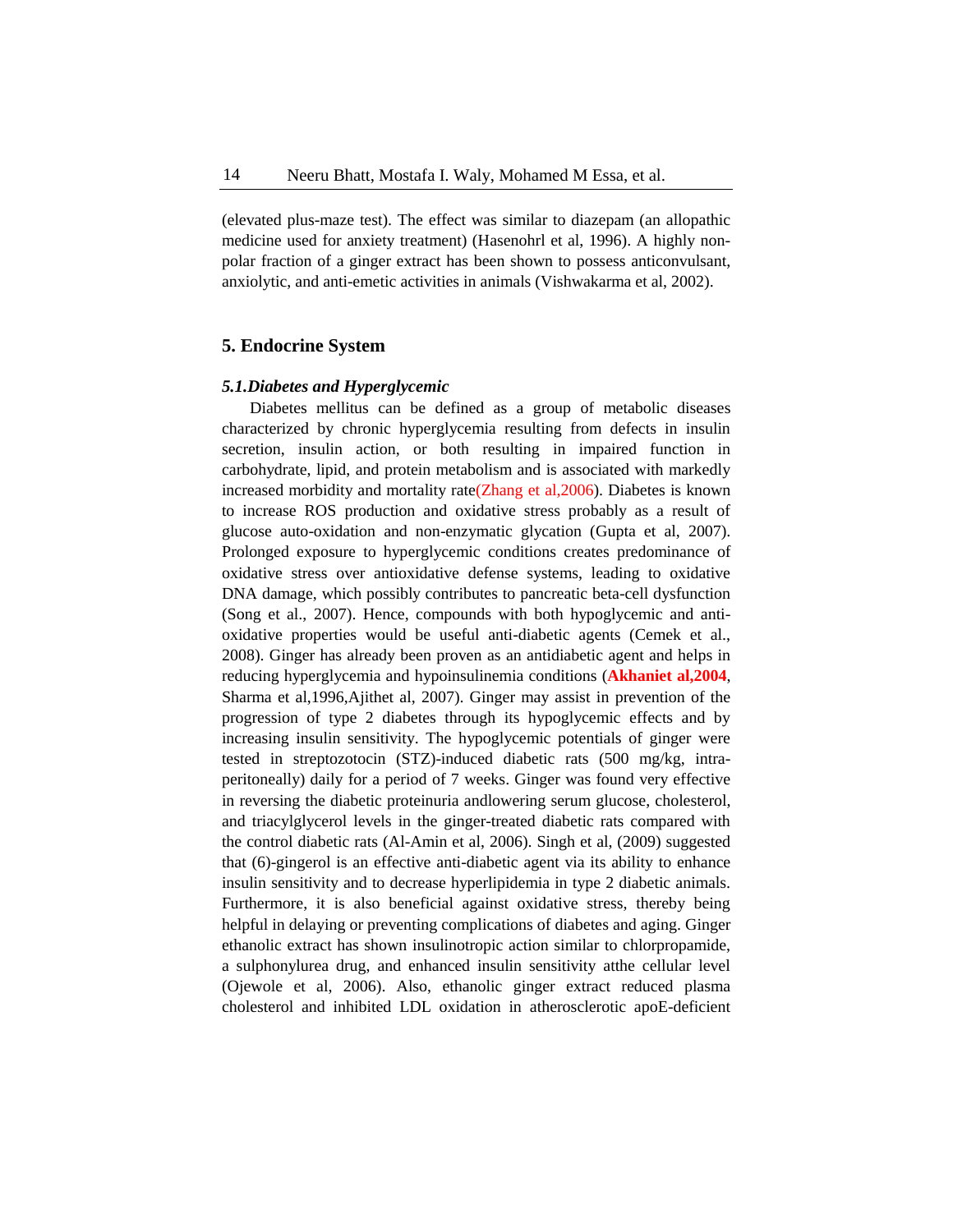(elevated plus-maze test). The effect was similar to diazepam (an allopathic medicine used for anxiety treatment) (Hasenohrl et al, 1996). A highly non-polar fraction of a ginger extract has been shown to possess anticonvulsant, anxiolytic, and anti-emetic activities in animals (Vishwakarma et al, 2002).

## 5. Endocrine System

### *5.1.Diabetes and Hyperglycemic*

Diabetes mellitus can be defined as a group of metabolic diseases characterized by chronic hyperglycemia resulting from defects in insulin secretion, insulin action, or both resulting in impaired function in carbohydrate, lipid, and protein metabolism and is associated with markedly increased morbidity and mortality rate(Zhang et al,2006). Diabetes is known to increase ROS production and oxidative stress probably as a result of glucose auto-oxidation and non-enzymatic glycation (Gupta et al, 2007). Prolonged exposure to hyperglycemic conditions creates predominance of oxidative stress over antioxidative defense systems, leading to oxidative DNA damage, which possibly contributes to pancreatic beta-cell dysfunction (Song et al., 2007). Hence, compounds with both hypoglycemic and anti-oxidative properties would be useful anti-diabetic agents (Cemek et al., 2008). Ginger has already been proven as an antidiabetic agent and helps in reducing hyperglycemia and hypoinsulinemia conditions (**Akhaniet al,2004**, Sharma et al,1996,Ajithet al, 2007). Ginger may assist in prevention of the progression of type 2 diabetes through its hypoglycemic effects and by increasing insulin sensitivity. The hypoglycemic potentials of ginger were tested in streptozotocin (STZ)-induced diabetic rats (500 mg/kg, intra-peritoneally) daily for a period of 7 weeks. Ginger was found very effective in reversing the diabetic proteinuria andlowering serum glucose, cholesterol, and triacylglycerol levels in the ginger-treated diabetic rats compared with the control diabetic rats (Al-Amin et al, 2006). Singh et al, (2009) suggested that (6)-gingerol is an effective anti-diabetic agent via its ability to enhance insulin sensitivity and to decrease hyperlipidemia in type 2 diabetic animals. Furthermore, it is also beneficial against oxidative stress, thereby being helpful in delaying or preventing complications of diabetes and aging. Ginger ethanolic extract has shown insulinotropic action similar to chlorpropamide, a sulphonylurea drug, and enhanced insulin sensitivity atthe cellular level (Ojewole et al, 2006). Also, ethanolic ginger extract reduced plasma cholesterol and inhibited LDL oxidation in atherosclerotic apoE-deficient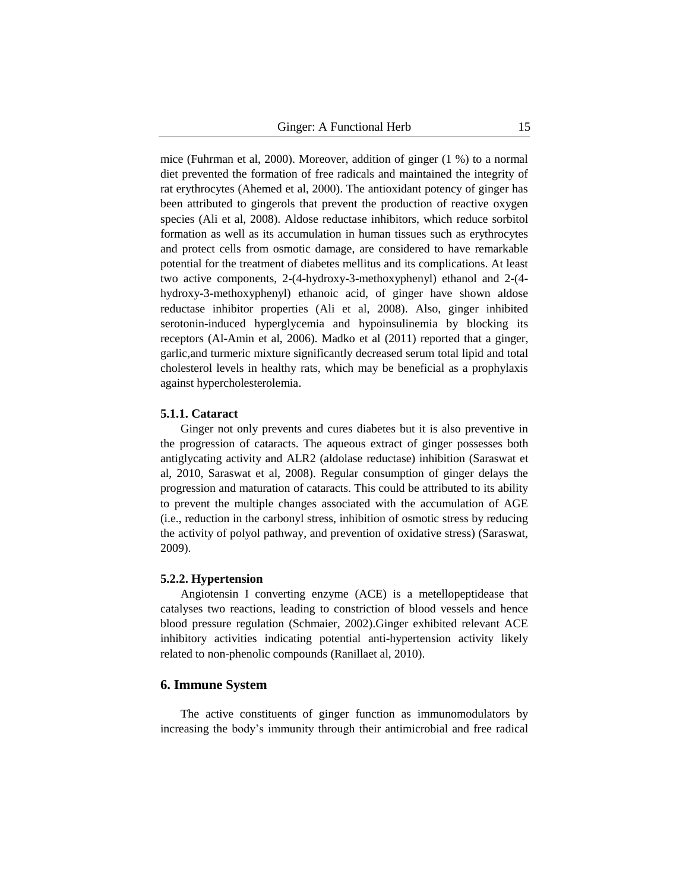mice (Fuhrman et al, 2000). Moreover, addition of ginger (1 %) to a normal diet prevented the formation of free radicals and maintained the integrity of rat erythrocytes (Ahemed et al, 2000). The antioxidant potency of ginger has been attributed to gingerols that prevent the production of reactive oxygen species (Ali et al, 2008). Aldose reductase inhibitors, which reduce sorbitol formation as well as its accumulation in human tissues such as erythrocytes and protect cells from osmotic damage, are considered to have remarkable potential for the treatment of diabetes mellitus and its complications. At least two active components, 2-(4-hydroxy-3-methoxyphenyl) ethanol and 2-(4-hydroxy-3-methoxyphenyl) ethanoic acid, of ginger have shown aldose reductase inhibitor properties (Ali et al, 2008). Also, ginger inhibited serotonin-induced hyperglycemia and hypoinsulinemia by blocking its receptors (Al-Amin et al, 2006). Madko et al (2011) reported that a ginger, garlic,and turmeric mixture significantly decreased serum total lipid and total cholesterol levels in healthy rats, which may be beneficial as a prophylaxis against hypercholesterolemia.

#### 5.1.1. Cataract

Ginger not only prevents and cures diabetes but it is also preventive in the progression of cataracts. The aqueous extract of ginger possesses both antiglycating activity and ALR2 (aldolase reductase) inhibition (Saraswat et al, 2010, Saraswat et al, 2008). Regular consumption of ginger delays the progression and maturation of cataracts. This could be attributed to its ability to prevent the multiple changes associated with the accumulation of AGE (i.e., reduction in the carbonyl stress, inhibition of osmotic stress by reducing the activity of polyol pathway, and prevention of oxidative stress) (Saraswat, 2009).

#### 5.2.2. Hypertension

Angiotensin I converting enzyme (ACE) is a metellopeptidease that catalyses two reactions, leading to constriction of blood vessels and hence blood pressure regulation (Schmaier, 2002).Ginger exhibited relevant ACE inhibitory activities indicating potential anti-hypertension activity likely related to non-phenolic compounds (Ranillaet al, 2010).

## 6. Immune System

The active constituents of ginger function as immunomodulators by increasing the body's immunity through their antimicrobial and free radical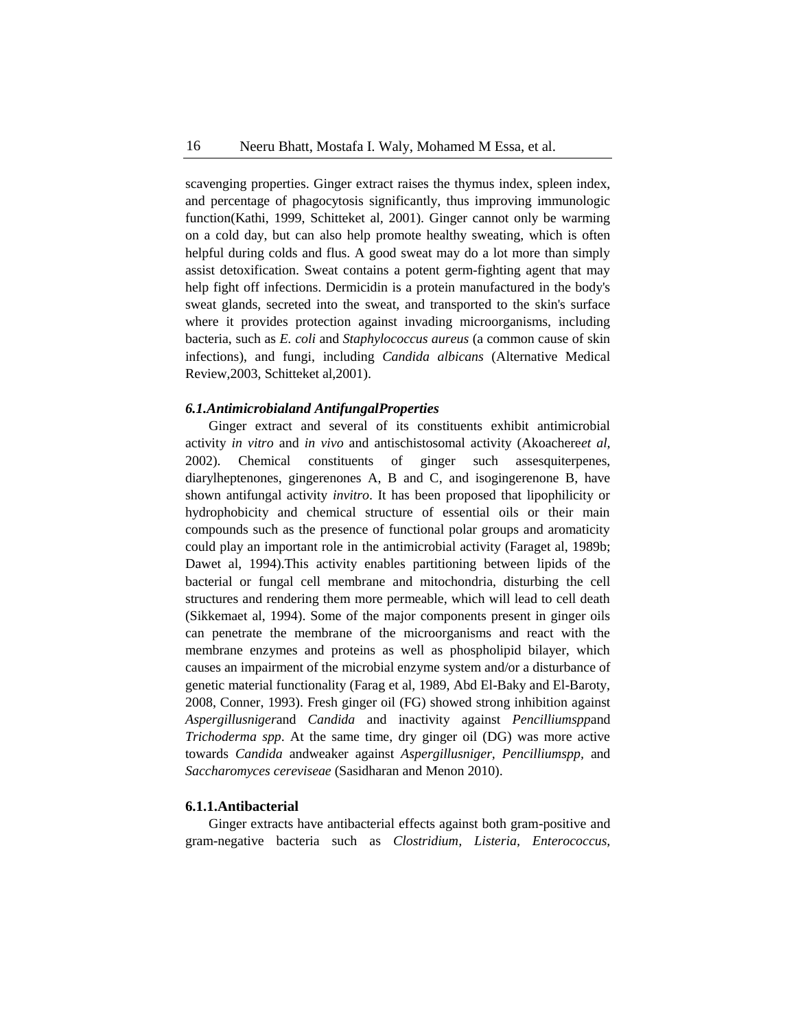scavenging properties. Ginger extract raises the thymus index, spleen index, and percentage of phagocytosis significantly, thus improving immunologic function(Kathi, 1999, Schitteket al, 2001). Ginger cannot only be warming on a cold day, but can also help promote healthy sweating, which is often helpful during colds and flus. A good sweat may do a lot more than simply assist detoxification. Sweat contains a potent germ-fighting agent that may help fight off infections. Dermicidin is a protein manufactured in the body's sweat glands, secreted into the sweat, and transported to the skin's surface where it provides protection against invading microorganisms, including bacteria, such as *E. coli* and *Staphylococcus aureus* (a common cause of skin infections), and fungi, including *Candida albicans* (Alternative Medical Review,2003, Schitteket al,2001).

### *6.1.Antimicrobialand AntifungalProperties*

Ginger extract and several of its constituents exhibit antimicrobial activity *in vitro* and *in vivo* and antischistosomal activity (Akoachere*et al*, 2002). Chemical constituents of ginger such assesquiterpenes, diarylheptenones, gingerenones A, B and C, and isogingerenone B, have shown antifungal activity *invitro*. It has been proposed that lipophilicity or hydrophobicity and chemical structure of essential oils or their main compounds such as the presence of functional polar groups and aromaticity could play an important role in the antimicrobial activity (Faraget al, 1989b; Dawet al, 1994).This activity enables partitioning between lipids of the bacterial or fungal cell membrane and mitochondria, disturbing the cell structures and rendering them more permeable, which will lead to cell death (Sikkemaet al, 1994). Some of the major components present in ginger oils can penetrate the membrane of the microorganisms and react with the membrane enzymes and proteins as well as phospholipid bilayer, which causes an impairment of the microbial enzyme system and/or a disturbance of genetic material functionality (Farag et al, 1989, Abd El-Baky and El-Baroty, 2008, Conner, 1993). Fresh ginger oil (FG) showed strong inhibition against *Aspergillusniger*and *Candida* and inactivity against *Pencilliumspp*and *Trichoderma spp*. At the same time, dry ginger oil (DG) was more active towards *Candida* andweaker against *Aspergillusniger, Pencilliumspp,* and *Saccharomyces cereviseae* (Sasidharan and Menon 2010).

#### **6.1.1.Antibacterial**

Ginger extracts have antibacterial effects against both gram-positive and gram-negative bacteria such as *Clostridium, Listeria, Enterococcus,*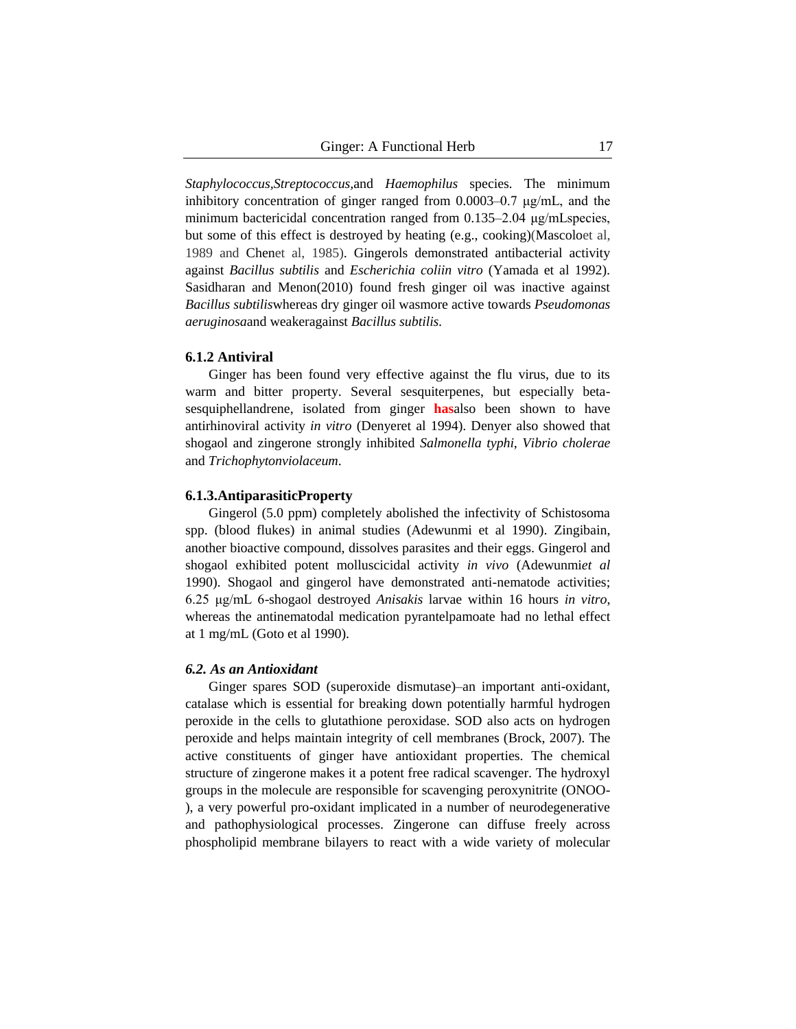*Staphylococcus*,*Streptococcus*,and *Haemophilus* species. The minimum inhibitory concentration of ginger ranged from 0.0003–0.7 μg/mL, and the minimum bactericidal concentration ranged from 0.135–2.04 μg/mLspecies, but some of this effect is destroyed by heating (e.g., cooking)(Mascoloet al, 1989 and Chenet al, 1985). Gingerols demonstrated antibacterial activity against *Bacillus subtilis* and *Escherichia coliin vitro* (Yamada et al 1992). Sasidharan and Menon(2010) found fresh ginger oil was inactive against *Bacillus subtilis*whereas dry ginger oil wasmore active towards *Pseudomonas aeruginosa*and weakeragainst *Bacillus subtilis*.

### 6.1.2 Antiviral

Ginger has been found very effective against the flu virus, due to its warm and bitter property. Several sesquiterpenes, but especially beta-sesquiphellandrene, isolated from ginger **has**also been shown to have antirhinoviral activity *in vitro* (Denyeret al 1994). Denyer also showed that shogaol and zingerone strongly inhibited *Salmonella typhi*, *Vibrio cholerae* and *Trichophytonviolaceum*.

### 6.1.3.AntiparasiticProperty

Gingerol (5.0 ppm) completely abolished the infectivity of Schistosoma spp. (blood flukes) in animal studies (Adewunmi et al 1990). Zingibain, another bioactive compound, dissolves parasites and their eggs. Gingerol and shogaol exhibited potent molluscicidal activity *in vivo* (Adewunmi*et al* 1990). Shogaol and gingerol have demonstrated anti-nematode activities; 6.25 μg/mL 6-shogaol destroyed *Anisakis* larvae within 16 hours *in vitro*, whereas the antinematodal medication pyrantelpamoate had no lethal effect at 1 mg/mL (Goto et al 1990).

### *6.2. As an Antioxidant*

Ginger spares SOD (superoxide dismutase)–an important anti-oxidant, catalase which is essential for breaking down potentially harmful hydrogen peroxide in the cells to glutathione peroxidase. SOD also acts on hydrogen peroxide and helps maintain integrity of cell membranes (Brock, 2007). The active constituents of ginger have antioxidant properties. The chemical structure of zingerone makes it a potent free radical scavenger. The hydroxyl groups in the molecule are responsible for scavenging peroxynitrite ($ONOO^-$), a very powerful pro-oxidant implicated in a number of neurodegenerative and pathophysiological processes. Zingerone can diffuse freely across phospholipid membrane bilayers to react with a wide variety of molecular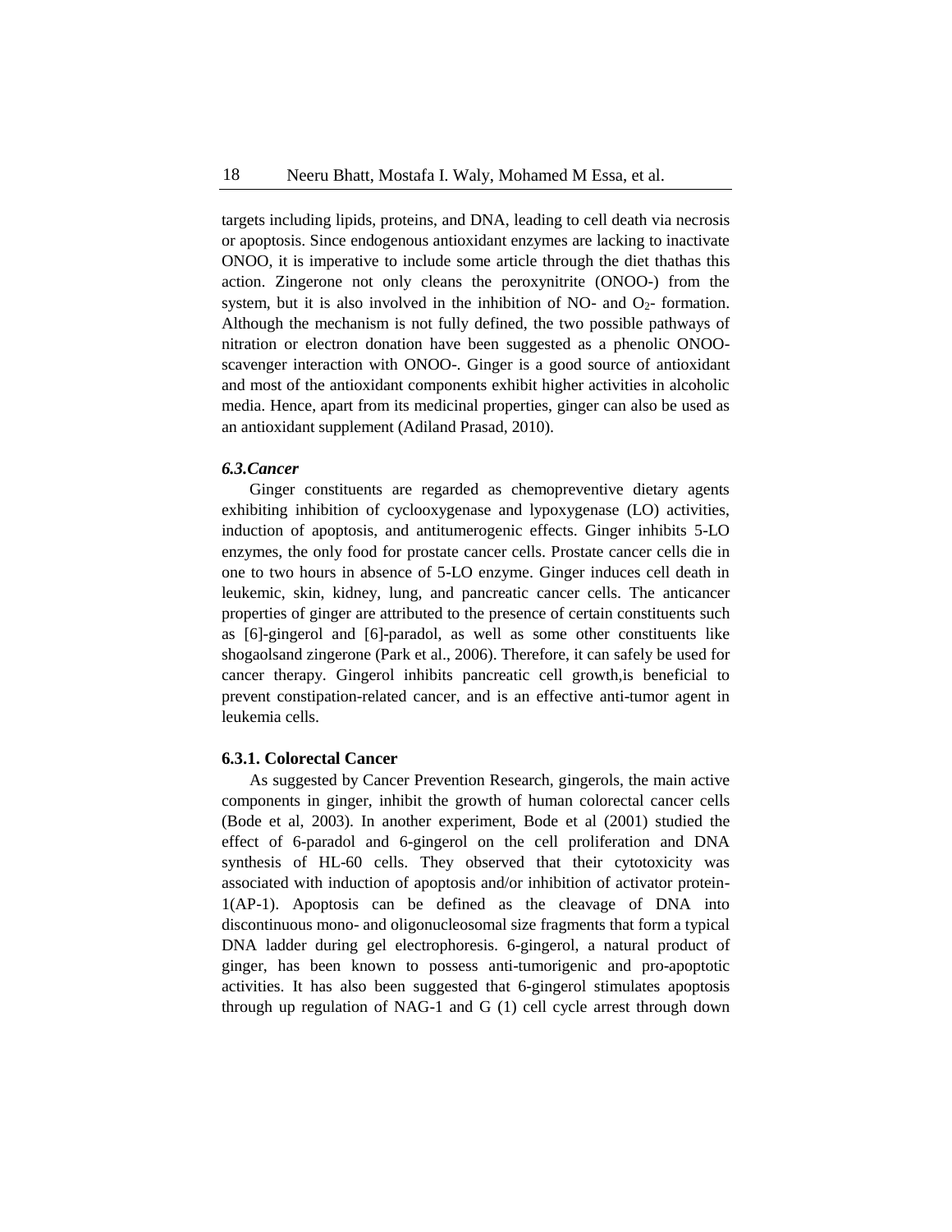targets including lipids, proteins, and DNA, leading to cell death via necrosis or apoptosis. Since endogenous antioxidant enzymes are lacking to inactivate ONOO, it is imperative to include some article through the diet thathas this action. Zingerone not only cleans the peroxynitrite (ONOO-) from the system, but it is also involved in the inhibition of NO- and $O_2$- formation. Although the mechanism is not fully defined, the two possible pathways of nitration or electron donation have been suggested as a phenolic ONOO-scavenger interaction with ONOO-. Ginger is a good source of antioxidant and most of the antioxidant components exhibit higher activities in alcoholic media. Hence, apart from its medicinal properties, ginger can also be used as an antioxidant supplement (Adiland Prasad, 2010).

### *6.3.Cancer*

Ginger constituents are regarded as chemopreventive dietary agents exhibiting inhibition of cyclooxygenase and lypoxygenase (LO) activities, induction of apoptosis, and antitumerogenic effects. Ginger inhibits 5-LO enzymes, the only food for prostate cancer cells. Prostate cancer cells die in one to two hours in absence of 5-LO enzyme. Ginger induces cell death in leukemic, skin, kidney, lung, and pancreatic cancer cells. The anticancer properties of ginger are attributed to the presence of certain constituents such as [6]-gingerol and [6]-paradol, as well as some other constituents like shogaolsand zingerone (Park et al., 2006). Therefore, it can safely be used for cancer therapy. Gingerol inhibits pancreatic cell growth,is beneficial to prevent constipation-related cancer, and is an effective anti-tumor agent in leukemia cells.

#### 6.3.1. Colorectal Cancer

As suggested by Cancer Prevention Research, gingerols, the main active components in ginger, inhibit the growth of human colorectal cancer cells (Bode et al, 2003). In another experiment, Bode et al (2001) studied the effect of 6-paradol and 6-gingerol on the cell proliferation and DNA synthesis of HL-60 cells. They observed that their cytotoxicity was associated with induction of apoptosis and/or inhibition of activator protein-1(AP-1). Apoptosis can be defined as the cleavage of DNA into discontinuous mono- and oligonucleosomal size fragments that form a typical DNA ladder during gel electrophoresis. 6-gingerol, a natural product of ginger, has been known to possess anti-tumorigenic and pro-apoptotic activities. It has also been suggested that 6-gingerol stimulates apoptosis through up regulation of NAG-1 and G (1) cell cycle arrest through down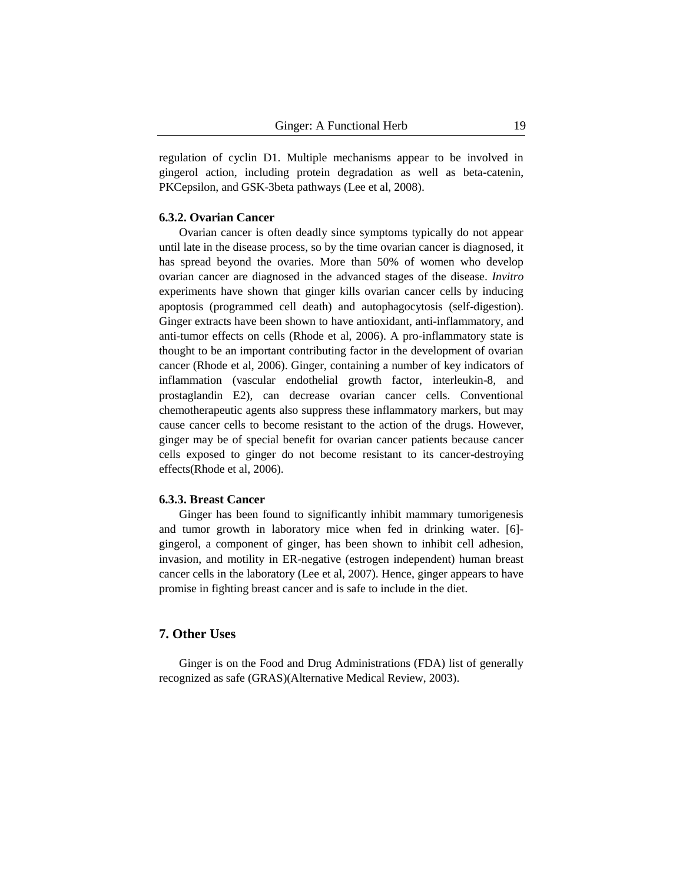regulation of cyclin D1. Multiple mechanisms appear to be involved in gingerol action, including protein degradation as well as beta-catenin, PKCepsilon, and GSK-3beta pathways (Lee et al, 2008).

### 6.3.2. Ovarian Cancer

Ovarian cancer is often deadly since symptoms typically do not appear until late in the disease process, so by the time ovarian cancer is diagnosed, it has spread beyond the ovaries. More than 50% of women who develop ovarian cancer are diagnosed in the advanced stages of the disease. *Invitro* experiments have shown that ginger kills ovarian cancer cells by inducing apoptosis (programmed cell death) and autophagocytosis (self-digestion). Ginger extracts have been shown to have antioxidant, anti-inflammatory, and anti-tumor effects on cells (Rhode et al, 2006). A pro-inflammatory state is thought to be an important contributing factor in the development of ovarian cancer (Rhode et al, 2006). Ginger, containing a number of key indicators of inflammation (vascular endothelial growth factor, interleukin-8, and prostaglandin E2), can decrease ovarian cancer cells. Conventional chemotherapeutic agents also suppress these inflammatory markers, but may cause cancer cells to become resistant to the action of the drugs. However, ginger may be of special benefit for ovarian cancer patients because cancer cells exposed to ginger do not become resistant to its cancer-destroying effects(Rhode et al, 2006).

### 6.3.3. Breast Cancer

Ginger has been found to significantly inhibit mammary tumorigenesis and tumor growth in laboratory mice when fed in drinking water. [6]-gingerol, a component of ginger, has been shown to inhibit cell adhesion, invasion, and motility in ER-negative (estrogen independent) human breast cancer cells in the laboratory (Lee et al, 2007). Hence, ginger appears to have promise in fighting breast cancer and is safe to include in the diet.

## 7. Other Uses

Ginger is on the Food and Drug Administrations (FDA) list of generally recognized as safe (GRAS)(Alternative Medical Review, 2003).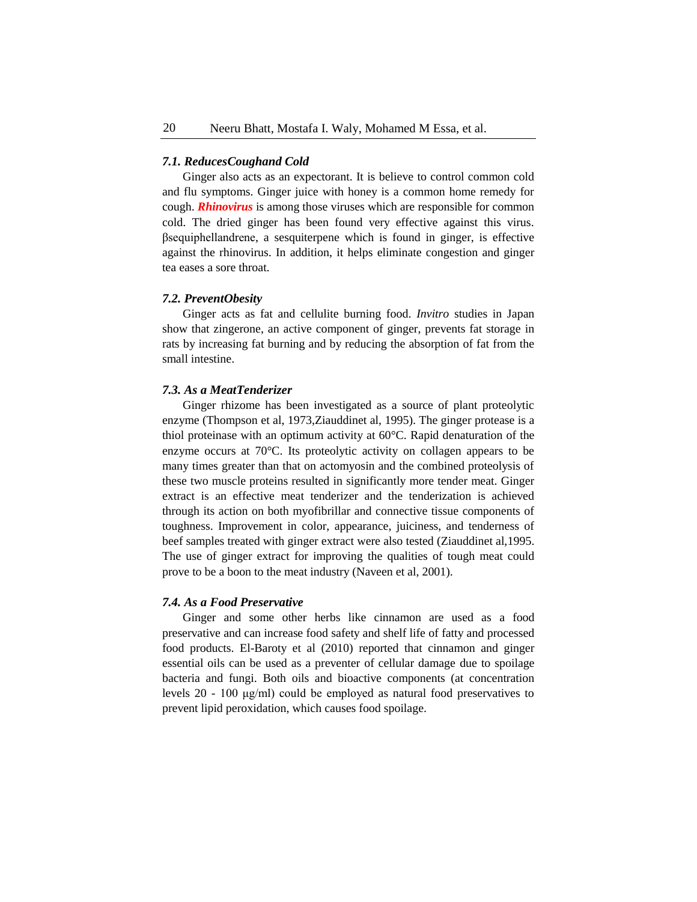### *7.1. ReducesCoughand Cold*

Ginger also acts as an expectorant. It is believe to control common cold and flu symptoms. Ginger juice with honey is a common home remedy for cough. ***Rhinovirus*** is among those viruses which are responsible for common cold. The dried ginger has been found very effective against this virus. βsesquiphellandrene, a sesquiterpene which is found in ginger, is effective against the rhinovirus. In addition, it helps eliminate congestion and ginger tea eases a sore throat.

### *7.2. PreventObesity*

Ginger acts as fat and cellulite burning food. *Invitro* studies in Japan show that zingerone, an active component of ginger, prevents fat storage in rats by increasing fat burning and by reducing the absorption of fat from the small intestine.

### *7.3. As a MeatTenderizer*

Ginger rhizome has been investigated as a source of plant proteolytic enzyme (Thompson et al, 1973,Ziauddinet al, 1995). The ginger protease is a thiol proteinase with an optimum activity at 60°C. Rapid denaturation of the enzyme occurs at 70°C. Its proteolytic activity on collagen appears to be many times greater than that on actomyosin and the combined proteolysis of these two muscle proteins resulted in significantly more tender meat. Ginger extract is an effective meat tenderizer and the tenderization is achieved through its action on both myofibrillar and connective tissue components of toughness. Improvement in color, appearance, juiciness, and tenderness of beef samples treated with ginger extract were also tested (Ziauddinet al,1995. The use of ginger extract for improving the qualities of tough meat could prove to be a boon to the meat industry (Naveen et al, 2001).

### *7.4. As a Food Preservative*

Ginger and some other herbs like cinnamon are used as a food preservative and can increase food safety and shelf life of fatty and processed food products. El-Baroty et al (2010) reported that cinnamon and ginger essential oils can be used as a preventer of cellular damage due to spoilage bacteria and fungi. Both oils and bioactive components (at concentration levels 20 - 100 μg/ml) could be employed as natural food preservatives to prevent lipid peroxidation, which causes food spoilage.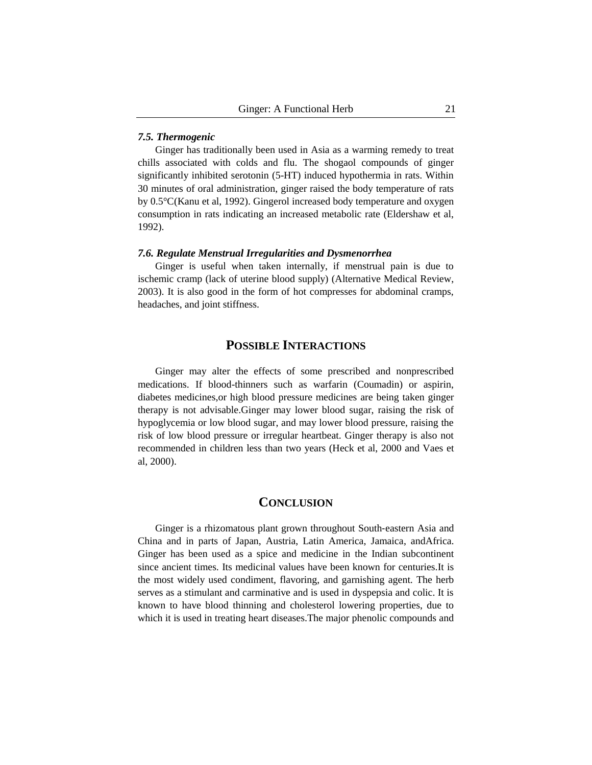### *7.5. Thermogenic*

Ginger has traditionally been used in Asia as a warming remedy to treat chills associated with colds and flu. The shogaol compounds of ginger significantly inhibited serotonin (5-HT) induced hypothermia in rats. Within 30 minutes of oral administration, ginger raised the body temperature of rats by 0.5°C(Kanu et al, 1992). Gingerol increased body temperature and oxygen consumption in rats indicating an increased metabolic rate (Eldershaw et al, 1992).

### *7.6. Regulate Menstrual Irregularities and Dysmenorrhea*

Ginger is useful when taken internally, if menstrual pain is due to ischemic cramp (lack of uterine blood supply) (Alternative Medical Review, 2003). It is also good in the form of hot compresses for abdominal cramps, headaches, and joint stiffness.

## POSSIBLE INTERACTIONS

Ginger may alter the effects of some prescribed and nonprescribed medications. If blood-thinners such as warfarin (Coumadin) or aspirin, diabetes medicines,or high blood pressure medicines are being taken ginger therapy is not advisable.Ginger may lower blood sugar, raising the risk of hypoglycemia or low blood sugar, and may lower blood pressure, raising the risk of low blood pressure or irregular heartbeat. Ginger therapy is also not recommended in children less than two years (Heck et al, 2000 and Vaes et al, 2000).

## CONCLUSION

Ginger is a rhizomatous plant grown throughout South-eastern Asia and China and in parts of Japan, Austria, Latin America, Jamaica, andAfrica. Ginger has been used as a spice and medicine in the Indian subcontinent since ancient times. Its medicinal values have been known for centuries.It is the most widely used condiment, flavoring, and garnishing agent. The herb serves as a stimulant and carminative and is used in dyspepsia and colic. It is known to have blood thinning and cholesterol lowering properties, due to which it is used in treating heart diseases.The major phenolic compounds and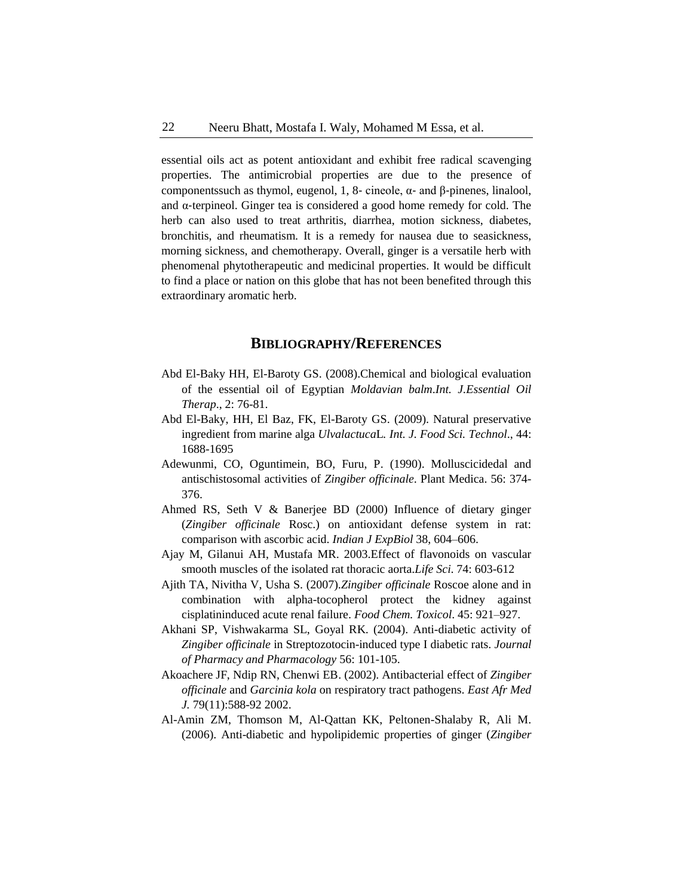essential oils act as potent antioxidant and exhibit free radical scavenging properties. The antimicrobial properties are due to the presence of componentssuch as thymol, eugenol, 1, 8- cineole, α- and β-pinenes, linalool, and α-terpineol. Ginger tea is considered a good home remedy for cold. The herb can also used to treat arthritis, diarrhea, motion sickness, diabetes, bronchitis, and rheumatism. It is a remedy for nausea due to seasickness, morning sickness, and chemotherapy. Overall, ginger is a versatile herb with phenomenal phytotherapeutic and medicinal properties. It would be difficult to find a place or nation on this globe that has not been benefited through this extraordinary aromatic herb.

## BIBLIOGRAPHY/REFERENCES

Abd El-Baky HH, El-Baroty GS. (2008).Chemical and biological evaluation of the essential oil of Egyptian *Moldavian balm*.*Int. J.Essential Oil Therap*., 2: 76-81.

Abd El-Baky, HH, El Baz, FK, El-Baroty GS. (2009). Natural preservative ingredient from marine alga *Ulvalactuca*L*. Int. J. Food Sci. Technol*., 44: 1688-1695

Adewunmi, CO, Oguntimein, BO, Furu, P. (1990). Molluscicidedal and antischistosomal activities of *Zingiber officinale*. Plant Medica. 56: 374-376.

Ahmed RS, Seth V & Banerjee BD (2000) Influence of dietary ginger (*Zingiber officinale* Rosc.) on antioxidant defense system in rat: comparison with ascorbic acid. *Indian J ExpBiol* 38, 604–606.

Ajay M, Gilanui AH, Mustafa MR. 2003.Effect of flavonoids on vascular smooth muscles of the isolated rat thoracic aorta.*Life Sci*. 74: 603-612

Ajith TA, Nivitha V, Usha S. (2007).*Zingiber officinale* Roscoe alone and in combination with alpha-tocopherol protect the kidney against cisplatininduced acute renal failure. *Food Chem. Toxicol*. 45: 921–927.

Akhani SP, Vishwakarma SL, Goyal RK. (2004). Anti-diabetic activity of *Zingiber officinale* in Streptozotocin-induced type I diabetic rats. *Journal of Pharmacy and Pharmacology* 56: 101-105.

Akoachere JF, Ndip RN, Chenwi EB. (2002). Antibacterial effect of *Zingiber officinale* and *Garcinia kola* on respiratory tract pathogens. *East Afr Med J.* 79(11):588-92 2002.

Al-Amin ZM, Thomson M, Al-Qattan KK, Peltonen-Shalaby R, Ali M. (2006). Anti-diabetic and hypolipidemic properties of ginger (*Zingiber*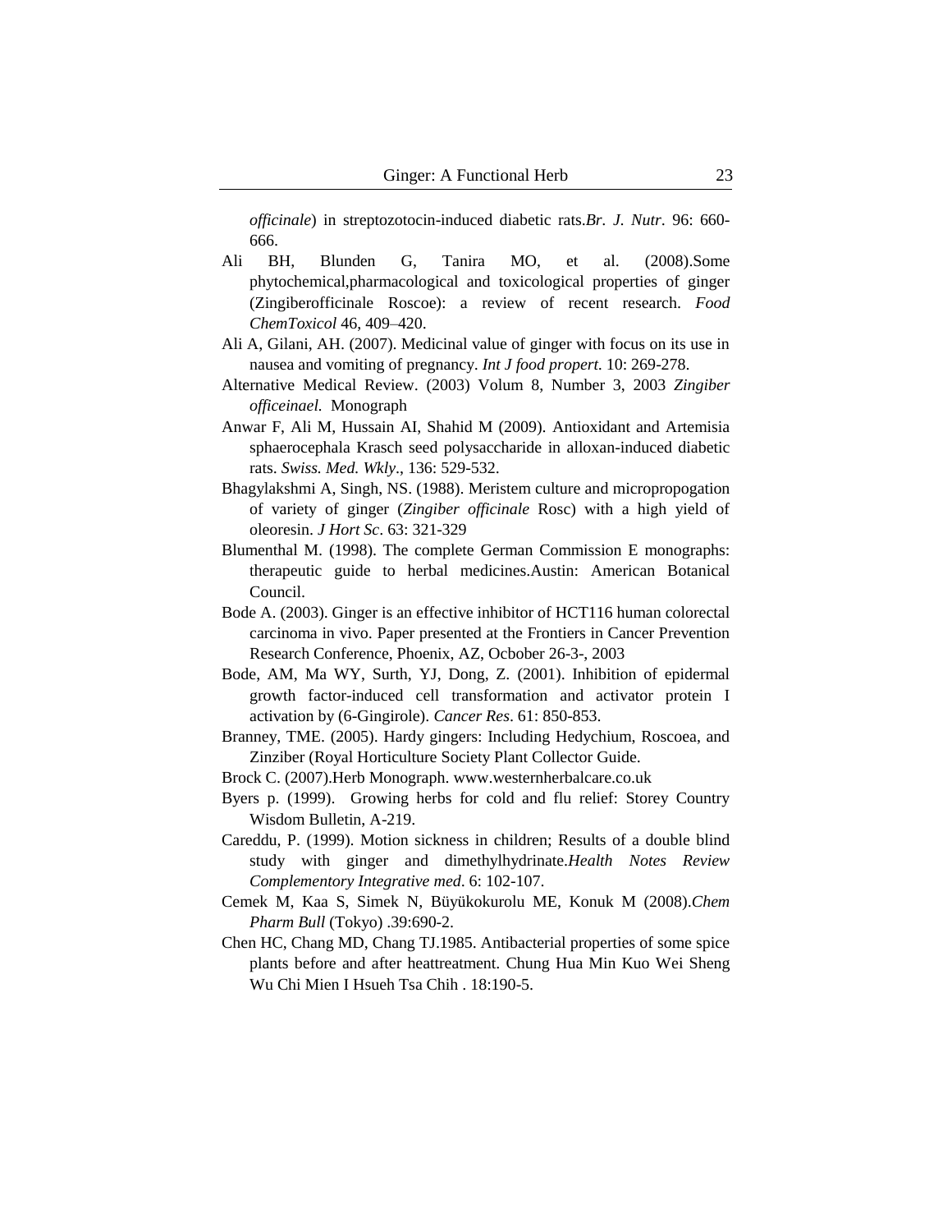*officinale*) in streptozotocin-induced diabetic rats.*Br. J. Nutr*. 96: 660-666.

Ali BH, Blunden G, Tanira MO, et al. (2008).Some phytochemical,pharmacological and toxicological properties of ginger (Zingiberofficinale Roscoe): a review of recent research. *Food ChemToxicol* 46, 409–420.

Ali A, Gilani, AH. (2007). Medicinal value of ginger with focus on its use in nausea and vomiting of pregnancy. *Int J food propert*. 10: 269-278.

Alternative Medical Review. (2003) Volum 8, Number 3, 2003 *Zingiber officeinael.* Monograph

Anwar F, Ali M, Hussain AI, Shahid M (2009). Antioxidant and Artemisia sphaerocephala Krasch seed polysaccharide in alloxan-induced diabetic rats. *Swiss. Med. Wkly*., 136: 529-532.

Bhagylakshmi A, Singh, NS. (1988). Meristem culture and micropropogation of variety of ginger (*Zingiber officinale* Rosc) with a high yield of oleoresin. *J Hort Sc*. 63: 321-329

Blumenthal M. (1998). The complete German Commission E monographs: therapeutic guide to herbal medicines.Austin: American Botanical Council.

Bode A. (2003). Ginger is an effective inhibitor of HCT116 human colorectal carcinoma in vivo. Paper presented at the Frontiers in Cancer Prevention Research Conference, Phoenix, AZ, Ocbober 26-3-, 2003

Bode, AM, Ma WY, Surth, YJ, Dong, Z. (2001). Inhibition of epidermal growth factor-induced cell transformation and activator protein I activation by (6-Gingirole). *Cancer Res*. 61: 850-853.

Branney, TME. (2005). Hardy gingers: Including Hedychium, Roscoea, and Zinziber (Royal Horticulture Society Plant Collector Guide.

Brock C. (2007).Herb Monograph. www.westernherbalcare.co.uk

Byers p. (1999). Growing herbs for cold and flu relief: Storey Country Wisdom Bulletin, A-219.

Careddu, P. (1999). Motion sickness in children; Results of a double blind study with ginger and dimethylhydrinate.*Health Notes Review Complementory Integrative med*. 6: 102-107.

Cemek M, Kaa S, Simek N, Büyükokurolu ME, Konuk M (2008).*Chem Pharm Bull* (Tokyo) .39:690-2.

Chen HC, Chang MD, Chang TJ.1985. Antibacterial properties of some spice plants before and after heattreatment. Chung Hua Min Kuo Wei Sheng Wu Chi Mien I Hsueh Tsa Chih . 18:190-5.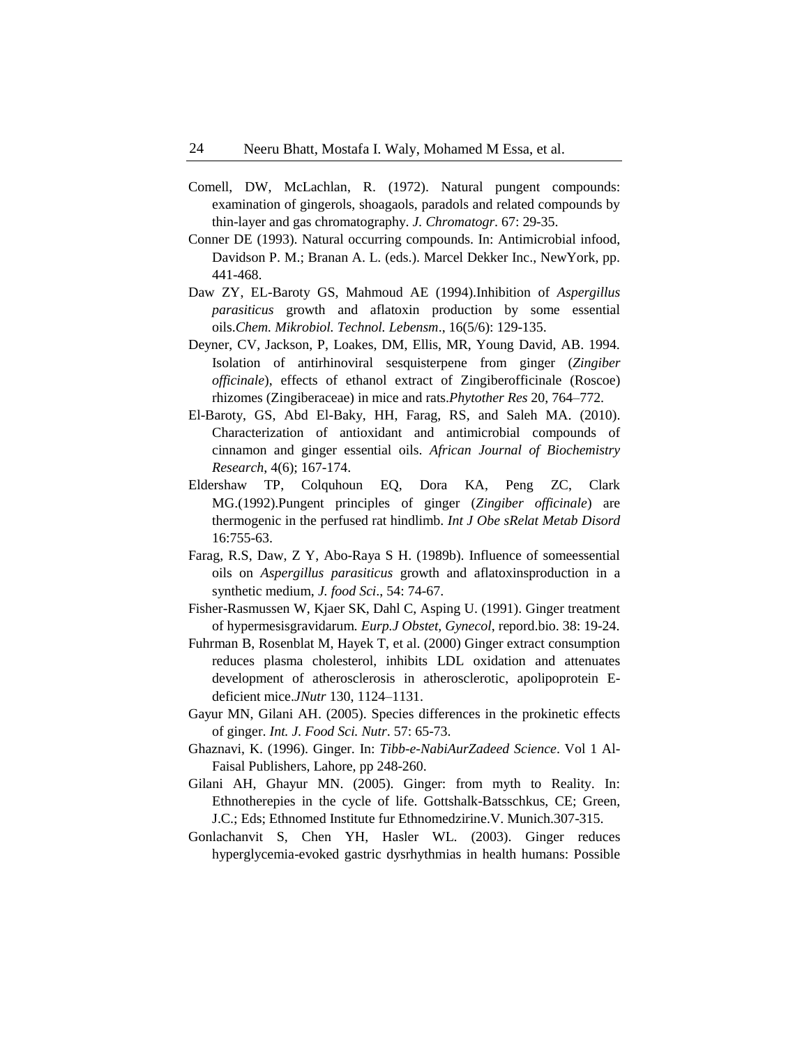Comell, DW, McLachlan, R. (1972). Natural pungent compounds: examination of gingerols, shoagaols, paradols and related compounds by thin-layer and gas chromatography. *J. Chromatogr.* 67: 29-35.

Conner DE (1993). Natural occurring compounds. In: Antimicrobial infood, Davidson P. M.; Branan A. L. (eds.). Marcel Dekker Inc., NewYork, pp. 441-468.

Daw ZY, EL-Baroty GS, Mahmoud AE (1994).Inhibition of *Aspergillus parasiticus* growth and aflatoxin production by some essential oils.*Chem. Mikrobiol. Technol. Lebensm*., 16(5/6): 129-135.

Deyner, CV, Jackson, P, Loakes, DM, Ellis, MR, Young David, AB. 1994. Isolation of antirhinoviral sesquisterpene from ginger (*Zingiber officinale*), effects of ethanol extract of Zingiberofficinale (Roscoe) rhizomes (Zingiberaceae) in mice and rats.*Phytother Res* 20, 764–772.

El-Baroty, GS, Abd El-Baky, HH, Farag, RS, and Saleh MA. (2010). Characterization of antioxidant and antimicrobial compounds of cinnamon and ginger essential oils. *African Journal of Biochemistry Research*, 4(6); 167-174.

Eldershaw TP, Colquhoun EQ, Dora KA, Peng ZC, Clark MG.(1992).Pungent principles of ginger (*Zingiber officinale*) are thermogenic in the perfused rat hindlimb. *Int J Obe sRelat Metab Disord* 16:755-63.

Farag, R.S, Daw, Z Y, Abo-Raya S H. (1989b). Influence of someessential oils on *Aspergillus parasiticus* growth and aflatoxinsproduction in a synthetic medium, *J. food Sci*., 54: 74-67.

Fisher-Rasmussen W, Kjaer SK, Dahl C, Asping U. (1991). Ginger treatment of hypermesisgravidarum. *Eurp.J Obstet, Gynecol*, repord.bio. 38: 19-24.

Fuhrman B, Rosenblat M, Hayek T, et al. (2000) Ginger extract consumption reduces plasma cholesterol, inhibits LDL oxidation and attenuates development of atherosclerosis in atherosclerotic, apolipoprotein E-deficient mice.*JNutr* 130, 1124–1131.

Gayur MN, Gilani AH. (2005). Species differences in the prokinetic effects of ginger. *Int. J. Food Sci. Nutr*. 57: 65-73.

Ghaznavi, K. (1996). Ginger. In: *Tibb-e-NabiAurZadeed Science*. Vol 1 Al-Faisal Publishers, Lahore, pp 248-260.

Gilani AH, Ghayur MN. (2005). Ginger: from myth to Reality. In: Ethnotherepies in the cycle of life. Gottshalk-Batsschkus, CE; Green, J.C.; Eds; Ethnomed Institute fur Ethnomedzirine.V. Munich.307-315.

Gonlachanvit S, Chen YH, Hasler WL. (2003). Ginger reduces hyperglycemia-evoked gastric dysrhythmias in health humans: Possible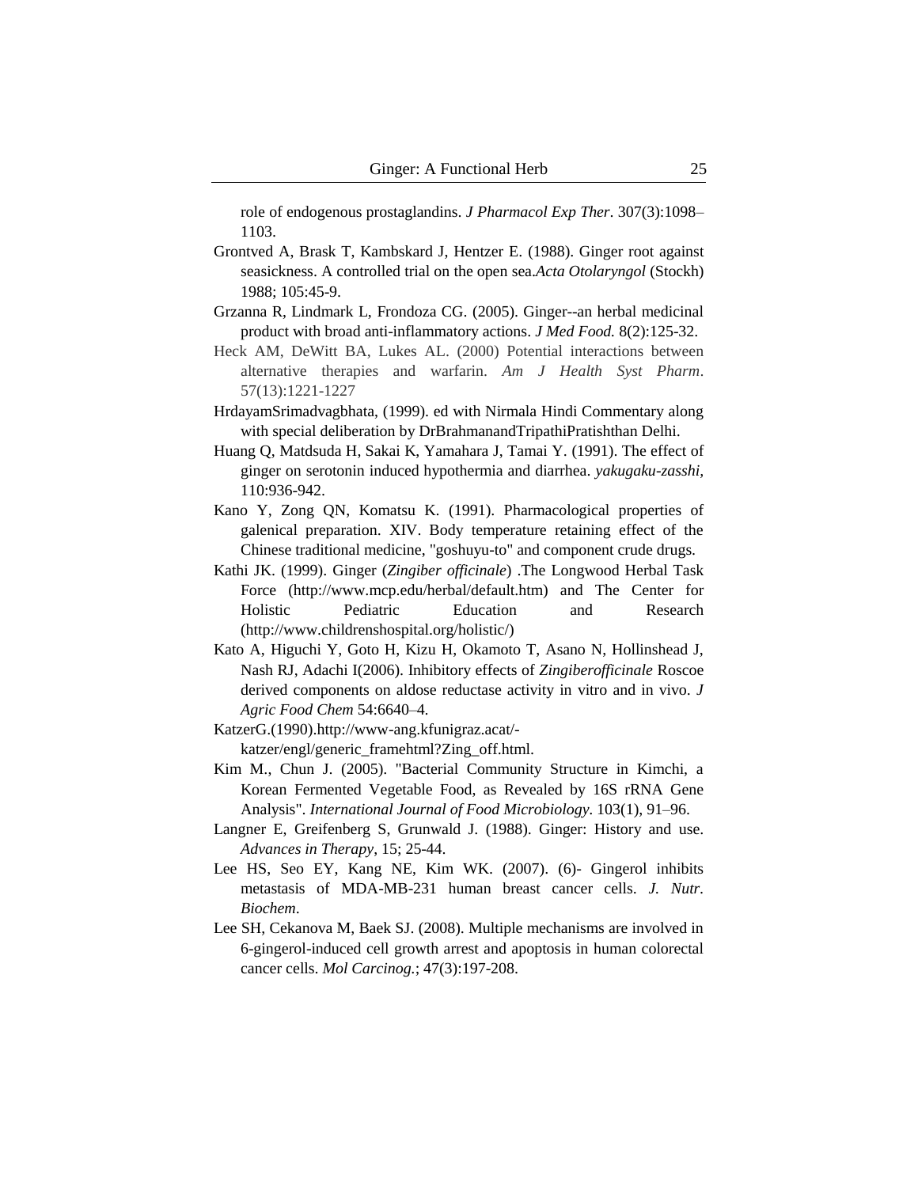role of endogenous prostaglandins. *J Pharmacol Exp Ther*. 307(3):1098–1103.

Grontved A, Brask T, Kambskard J, Hentzer E. (1988). Ginger root against seasickness. A controlled trial on the open sea.*Acta Otolaryngol* (Stockh) 1988; 105:45-9.

Grzanna R, Lindmark L, Frondoza CG. (2005). Ginger--an herbal medicinal product with broad anti-inflammatory actions. *J Med Food.* 8(2):125-32.

Heck AM, DeWitt BA, Lukes AL. (2000) Potential interactions between alternative therapies and warfarin. *Am J Health Syst Pharm*. 57(13):1221-1227

HrdayamSrimadvagbhata, (1999). ed with Nirmala Hindi Commentary along with special deliberation by DrBrahmanandTripathiPratishthan Delhi.

Huang Q, Matdsuda H, Sakai K, Yamahara J, Tamai Y. (1991). The effect of ginger on serotonin induced hypothermia and diarrhea. *yakugaku-zasshi*, 110:936-942.

Kano Y, Zong QN, Komatsu K. (1991). Pharmacological properties of galenical preparation. XIV. Body temperature retaining effect of the Chinese traditional medicine, "goshuyu-to" and component crude drugs.

Kathi JK. (1999). Ginger (*Zingiber officinale*) .The Longwood Herbal Task Force (http://www.mcp.edu/herbal/default.htm) and The Center for Holistic Pediatric Education and Research (http://www.childrenshospital.org/holistic/)

Kato A, Higuchi Y, Goto H, Kizu H, Okamoto T, Asano N, Hollinshead J, Nash RJ, Adachi I(2006). Inhibitory effects of *Zingiberofficinale* Roscoe derived components on aldose reductase activity in vitro and in vivo. *J Agric Food Chem* 54:6640–4.

KatzerG.(1990).http://www-ang.kfunigraz.acat/-katzer/engl/generic_framehtml?Zing_off.html.

Kim M., Chun J. (2005). "Bacterial Community Structure in Kimchi, a Korean Fermented Vegetable Food, as Revealed by 16S rRNA Gene Analysis". *International Journal of Food Microbiology*. 103(1), 91–96.

Langner E, Greifenberg S, Grunwald J. (1988). Ginger: History and use. *Advances in Therapy*, 15; 25-44.

Lee HS, Seo EY, Kang NE, Kim WK. (2007). (6)- Gingerol inhibits metastasis of MDA-MB-231 human breast cancer cells. *J. Nutr. Biochem*.

Lee SH, Cekanova M, Baek SJ. (2008). Multiple mechanisms are involved in 6-gingerol-induced cell growth arrest and apoptosis in human colorectal cancer cells. *Mol Carcinog.*; 47(3):197-208.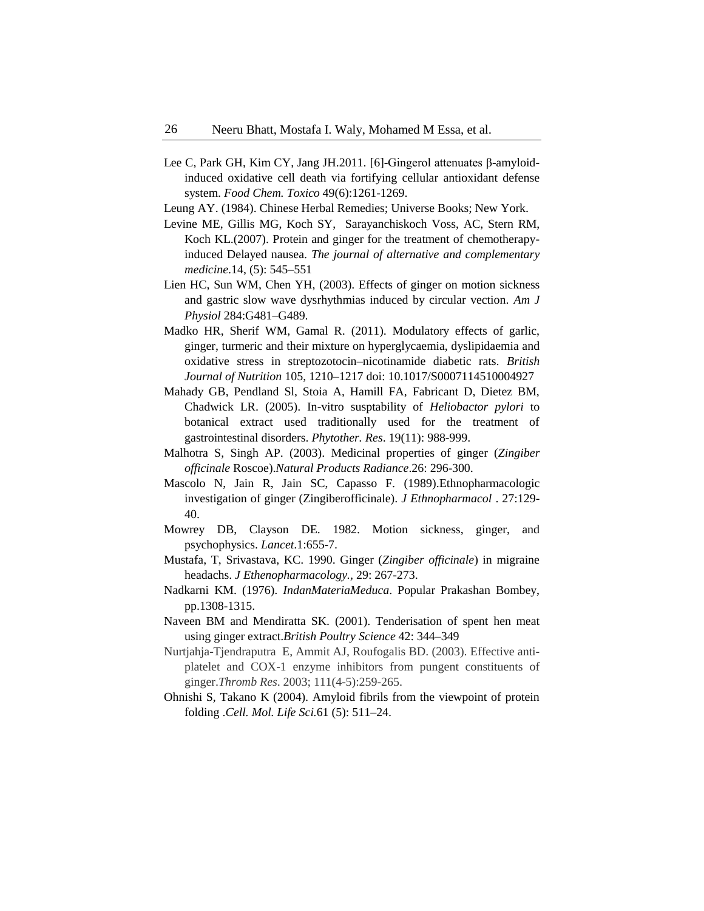Lee C, Park GH, Kim CY, Jang JH.2011. [6]-Gingerol attenuates β-amyloid-induced oxidative cell death via fortifying cellular antioxidant defense system. *Food Chem. Toxico* 49(6):1261-1269.

Leung AY. (1984). Chinese Herbal Remedies; Universe Books; New York.

Levine ME, Gillis MG, Koch SY, Sarayanchiskoch Voss, AC, Stern RM, Koch KL.(2007). Protein and ginger for the treatment of chemotherapy-induced Delayed nausea. *The journal of alternative and complementary medicine*.14, (5): 545–551

Lien HC, Sun WM, Chen YH, (2003). Effects of ginger on motion sickness and gastric slow wave dysrhythmias induced by circular vection. *Am J Physiol* 284:G481–G489.

Madko HR, Sherif WM, Gamal R. (2011). Modulatory effects of garlic, ginger, turmeric and their mixture on hyperglycaemia, dyslipidaemia and oxidative stress in streptozotocin–nicotinamide diabetic rats. *British Journal of Nutrition* 105, 1210–1217 doi: 10.1017/S0007114510004927

Mahady GB, Pendland Sl, Stoia A, Hamill FA, Fabricant D, Dietez BM, Chadwick LR. (2005). In-vitro susptability of *Heliobactor pylori* to botanical extract used traditionally used for the treatment of gastrointestinal disorders. *Phytother. Res*. 19(11): 988-999.

Malhotra S, Singh AP. (2003). Medicinal properties of ginger (*Zingiber officinale* Roscoe).*Natural Products Radiance*.26: 296-300.

Mascolo N, Jain R, Jain SC, Capasso F. (1989).Ethnopharmacologic investigation of ginger (Zingiberofficinale). *J Ethnopharmacol* . 27:129-40.

Mowrey DB, Clayson DE. 1982. Motion sickness, ginger, and psychophysics. *Lancet*.1:655-7.

Mustafa, T, Srivastava, KC. 1990. Ginger (*Zingiber officinale*) in migraine headachs. *J Ethenopharmacology.*, 29: 267-273.

Nadkarni KM. (1976). *IndanMateriaMeduca*. Popular Prakashan Bombey, pp.1308-1315.

Naveen BM and Mendiratta SK. (2001). Tenderisation of spent hen meat using ginger extract.*British Poultry Science* 42: 344–349

Nurtjahja-Tjendraputra E, Ammit AJ, Roufogalis BD. (2003). Effective anti-platelet and COX-1 enzyme inhibitors from pungent constituents of ginger.*Thromb Res*. 2003; 111(4-5):259-265.

Ohnishi S, Takano K (2004). Amyloid fibrils from the viewpoint of protein folding .*Cell. Mol. Life Sci.*61 (5): 511–24.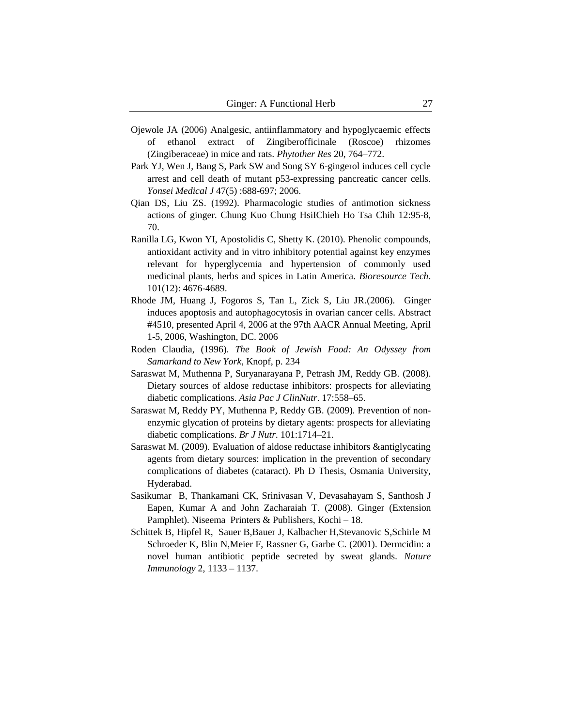Ojewole JA (2006) Analgesic, antiinflammatory and hypoglycaemic effects of ethanol extract of Zingiberofficinale (Roscoe) rhizomes (Zingiberaceae) in mice and rats. *Phytother Res* 20, 764–772.

Park YJ, Wen J, Bang S, Park SW and Song SY 6-gingerol induces cell cycle arrest and cell death of mutant p53-expressing pancreatic cancer cells. *Yonsei Medical J* 47(5) :688-697; 2006.

Qian DS, Liu ZS. (1992). Pharmacologic studies of antimotion sickness actions of ginger. Chung Kuo Chung HsiIChieh Ho Tsa Chih 12:95-8, 70.

Ranilla LG, Kwon YI, Apostolidis C, Shetty K. (2010). Phenolic compounds, antioxidant activity and in vitro inhibitory potential against key enzymes relevant for hyperglycemia and hypertension of commonly used medicinal plants, herbs and spices in Latin America. *Bioresource Tech*. 101(12): 4676-4689.

Rhode JM, Huang J, Fogoros S, Tan L, Zick S, Liu JR.(2006). Ginger induces apoptosis and autophagocytosis in ovarian cancer cells. Abstract #4510, presented April 4, 2006 at the 97th AACR Annual Meeting, April 1-5, 2006, Washington, DC. 2006

Roden Claudia, (1996). *The Book of Jewish Food: An Odyssey from Samarkand to New York*, Knopf, p. 234

Saraswat M, Muthenna P, Suryanarayana P, Petrash JM, Reddy GB. (2008). Dietary sources of aldose reductase inhibitors: prospects for alleviating diabetic complications. *Asia Pac J ClinNutr*. 17:558–65.

Saraswat M, Reddy PY, Muthenna P, Reddy GB. (2009). Prevention of non-enzymic glycation of proteins by dietary agents: prospects for alleviating diabetic complications. *Br J Nutr*. 101:1714–21.

Saraswat M. (2009). Evaluation of aldose reductase inhibitors &antiglycating agents from dietary sources: implication in the prevention of secondary complications of diabetes (cataract). Ph D Thesis, Osmania University, Hyderabad.

Sasikumar B, Thankamani CK, Srinivasan V, Devasahayam S, Santhosh J Eapen, Kumar A and John Zacharaiah T. (2008). Ginger (Extension Pamphlet). Niseema Printers & Publishers, Kochi – 18.

Schittek B, Hipfel R, Sauer B,Bauer J, Kalbacher H,Stevanovic S,Schirle M Schroeder K, Blin N,Meier F, Rassner G, Garbe C. (2001). Dermcidin: a novel human antibiotic peptide secreted by sweat glands. *Nature Immunology* 2, 1133 – 1137.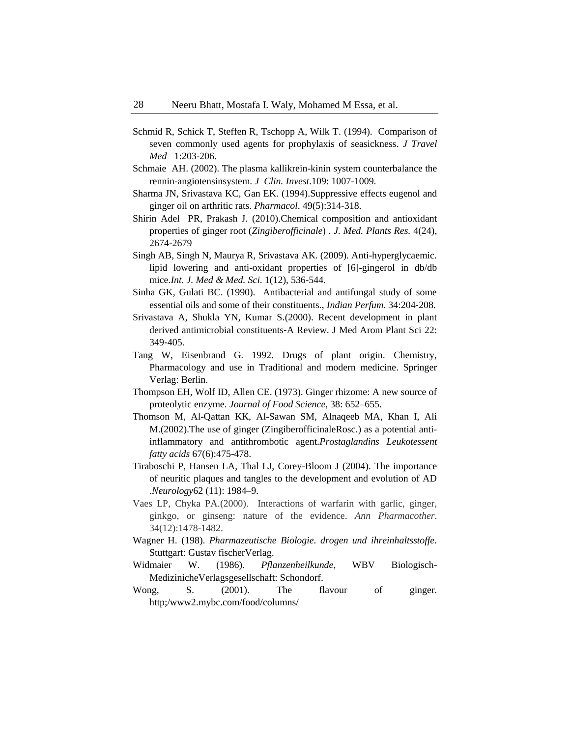Schmid R, Schick T, Steffen R, Tschopp A, Wilk T. (1994). Comparison of seven commonly used agents for prophylaxis of seasickness. *J Travel Med* 1:203-206.

Schmaie AH. (2002). The plasma kallikrein-kinin system counterbalance the rennin-angiotensinsystem. *J Clin. Invest*.109: 1007-1009.

Sharma JN, Srivastava KC, Gan EK. (1994).Suppressive effects eugenol and ginger oil on arthritic rats. *Pharmacol*. 49(5):314-318.

Shirin Adel PR, Prakash J. (2010).Chemical composition and antioxidant properties of ginger root (*Zingiberofficinale*) . *J. Med. Plants Res.* 4(24), 2674-2679

Singh AB, Singh N, Maurya R, Srivastava AK. (2009). Anti-hyperglycaemic. lipid lowering and anti-oxidant properties of [6]-gingerol in db/db mice.*Int. J. Med & Med. Sci.* 1(12), 536-544.

Sinha GK, Gulati BC. (1990). Antibacterial and antifungal study of some essential oils and some of their constituents., *Indian Perfum*. 34:204-208.

Srivastava A, Shukla YN, Kumar S.(2000). Recent development in plant derived antimicrobial constituents-A Review. J Med Arom Plant Sci 22: 349-405.

Tang W, Eisenbrand G. 1992. Drugs of plant origin. Chemistry, Pharmacology and use in Traditional and modern medicine. Springer Verlag: Berlin.

Thompson EH, Wolf ID, Allen CE. (1973). Ginger rhizome: A new source of proteolytic enzyme. *Journal of Food Science*, 38: 652–655.

Thomson M, Al-Qattan KK, Al-Sawan SM, Alnaqeeb MA, Khan I, Ali M.(2002).The use of ginger (ZingiberofficinaleRosc.) as a potential anti-inflammatory and antithrombotic agent.*Prostaglandins Leukotessent fatty acids* 67(6):475-478.

Tiraboschi P, Hansen LA, Thal LJ, Corey-Bloom J (2004). The importance of neuritic plaques and tangles to the development and evolution of AD .*Neurology*62 (11): 1984–9.

Vaes LP, Chyka PA.(2000). Interactions of warfarin with garlic, ginger, ginkgo, or ginseng: nature of the evidence. *Ann Pharmacother*. 34(12):1478-1482.

Wagner H. (198). *Pharmazeutische Biologie. drogen und ihreinhaltsstoffe*. Stuttgart: Gustav fischerVerlag.

Widmaier W. (1986). *Pflanzenheilkunde*, WBV Biologisch-MedizinicheVerlagsgesellschaft: Schondorf.

Wong, S. (2001). The flavour of ginger. http;/www2.mybc.com/food/columns/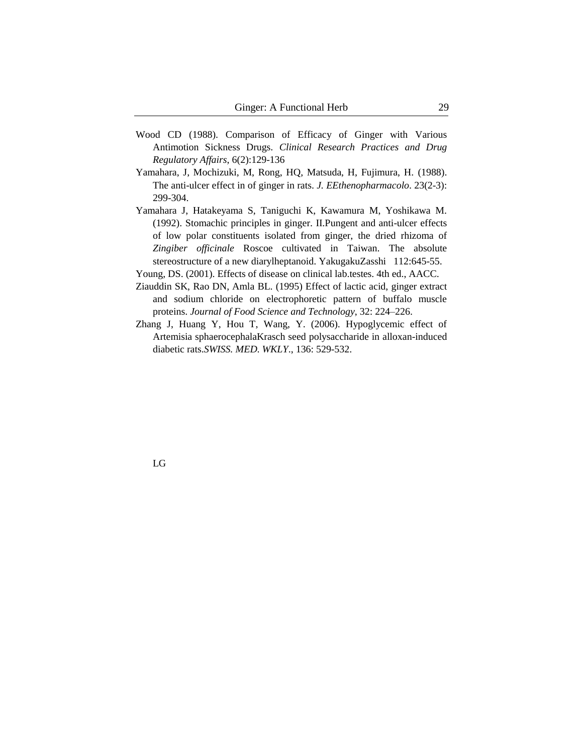Wood CD (1988). Comparison of Efficacy of Ginger with Various Antimotion Sickness Drugs. *Clinical Research Practices and Drug Regulatory Affairs*, 6(2):129-136

Yamahara, J, Mochizuki, M, Rong, HQ, Matsuda, H, Fujimura, H. (1988). The anti-ulcer effect in of ginger in rats. *J. EEthenopharmacolo*. 23(2-3): 299-304.

Yamahara J, Hatakeyama S, Taniguchi K, Kawamura M, Yoshikawa M. (1992). Stomachic principles in ginger. II.Pungent and anti-ulcer effects of low polar constituents isolated from ginger, the dried rhizoma of *Zingiber officinale* Roscoe cultivated in Taiwan. The absolute stereostructure of a new diarylheptanoid. YakugakuZasshi 112:645-55.

Young, DS. (2001). Effects of disease on clinical lab.testes. 4th ed., AACC.

Ziauddin SK, Rao DN, Amla BL. (1995) Effect of lactic acid, ginger extract and sodium chloride on electrophoretic pattern of buffalo muscle proteins. *Journal of Food Science and Technology*, 32: 224–226.

Zhang J, Huang Y, Hou T, Wang, Y. (2006). Hypoglycemic effect of Artemisia sphaerocephalaKrasch seed polysaccharide in alloxan-induced diabetic rats.*SWISS. MED. WKLY*., 136: 529-532.

LG